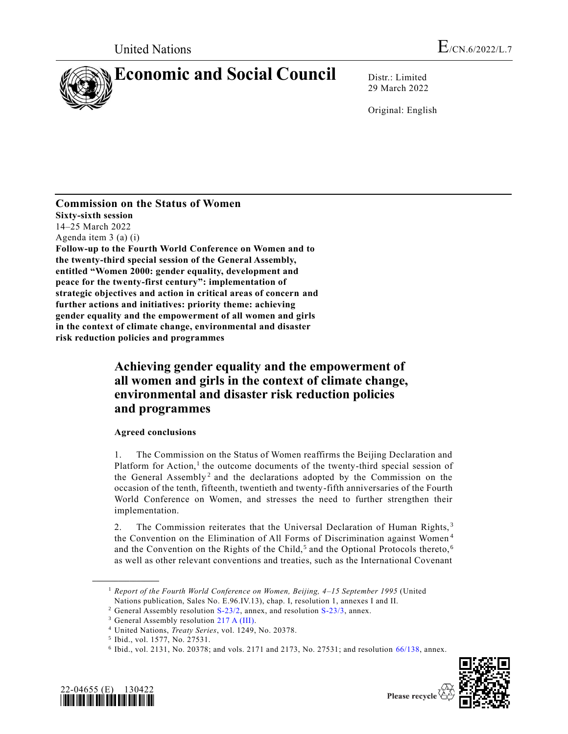United Nations E/CN.6/2022/L.7

# Economic and Social Council

Distr.: Limited
29 March 2022

Original: English

**Commission on the Status of Women**
**Sixty-sixth session**
14–25 March 2022
Agenda item 3 (a) (i)
**Follow-up to the Fourth World Conference on Women and to the twenty-third special session of the General Assembly, entitled "Women 2000: gender equality, development and peace for the twenty-first century": implementation of strategic objectives and action in critical areas of concern and further actions and initiatives: priority theme: achieving gender equality and the empowerment of all women and girls in the context of climate change, environmental and disaster risk reduction policies and programmes**

## Achieving gender equality and the empowerment of all women and girls in the context of climate change, environmental and disaster risk reduction policies and programmes

### Agreed conclusions

1. The Commission on the Status of Women reaffirms the Beijing Declaration and Platform for Action,[1] the outcome documents of the twenty-third special session of the General Assembly[2] and the declarations adopted by the Commission on the occasion of the tenth, fifteenth, twentieth and twenty-fifth anniversaries of the Fourth World Conference on Women, and stresses the need to further strengthen their implementation.

2. The Commission reiterates that the Universal Declaration of Human Rights,[3] the Convention on the Elimination of All Forms of Discrimination against Women[4] and the Convention on the Rights of the Child,[5] and the Optional Protocols thereto,[6] as well as other relevant conventions and treaties, such as the International Covenant

---

[1] *Report of the Fourth World Conference on Women, Beijing, 4–15 September 1995* (United Nations publication, Sales No. E.96.IV.13), chap. I, resolution 1, annexes I and II.
[2] General Assembly resolution S-23/2, annex, and resolution S-23/3, annex.
[3] General Assembly resolution 217 A (III).
[4] United Nations, *Treaty Series*, vol. 1249, No. 20378.
[5] Ibid., vol. 1577, No. 27531.
[6] Ibid., vol. 2131, No. 20378; and vols. 2171 and 2173, No. 27531; and resolution 66/138, annex.

22-04655 (E) 130422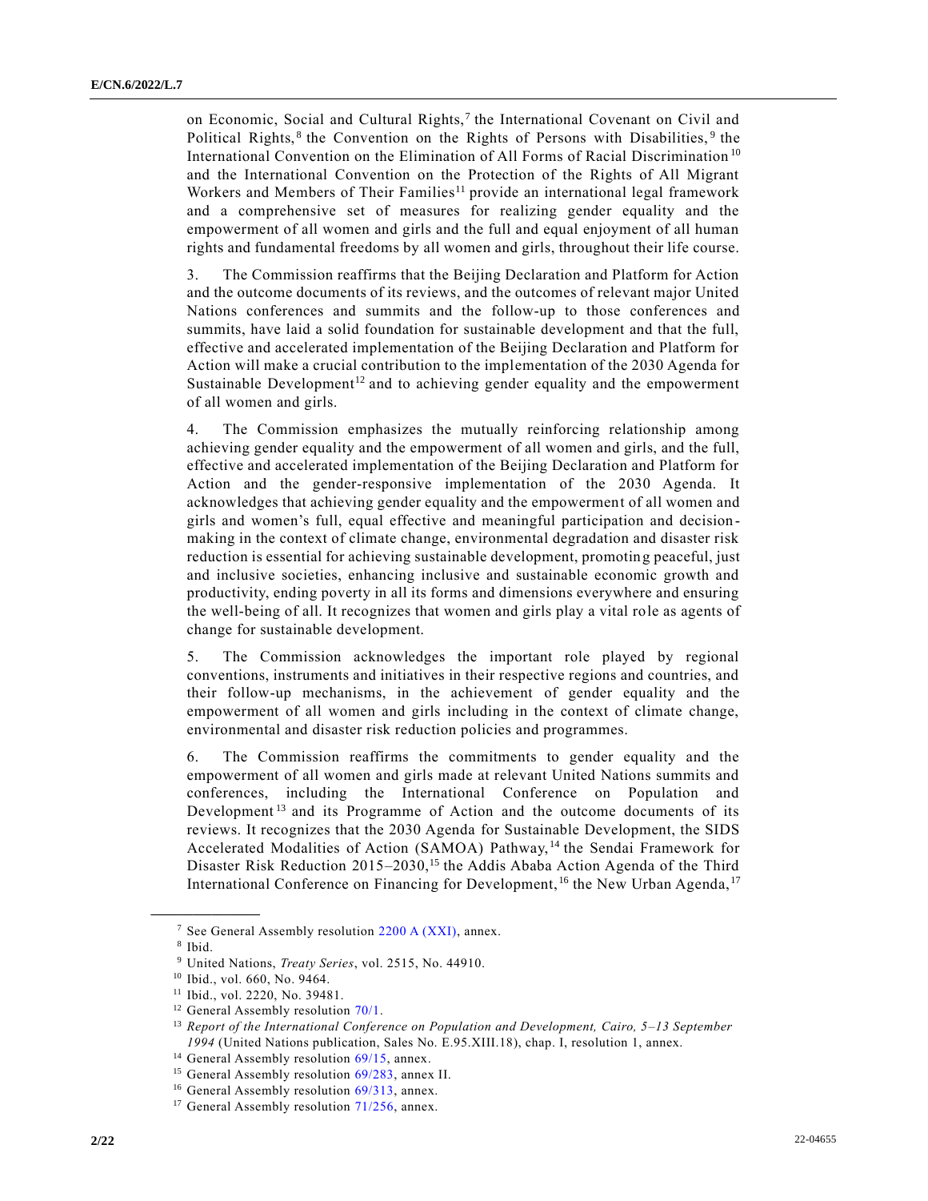on Economic, Social and Cultural Rights,[7] the International Covenant on Civil and Political Rights,[8] the Convention on the Rights of Persons with Disabilities,[9] the International Convention on the Elimination of All Forms of Racial Discrimination[10] and the International Convention on the Protection of the Rights of All Migrant Workers and Members of Their Families[11] provide an international legal framework and a comprehensive set of measures for realizing gender equality and the empowerment of all women and girls and the full and equal enjoyment of all human rights and fundamental freedoms by all women and girls, throughout their life course.

3. The Commission reaffirms that the Beijing Declaration and Platform for Action and the outcome documents of its reviews, and the outcomes of relevant major United Nations conferences and summits and the follow-up to those conferences and summits, have laid a solid foundation for sustainable development and that the full, effective and accelerated implementation of the Beijing Declaration and Platform for Action will make a crucial contribution to the implementation of the 2030 Agenda for Sustainable Development[12] and to achieving gender equality and the empowerment of all women and girls.

4. The Commission emphasizes the mutually reinforcing relationship among achieving gender equality and the empowerment of all women and girls, and the full, effective and accelerated implementation of the Beijing Declaration and Platform for Action and the gender-responsive implementation of the 2030 Agenda. It acknowledges that achieving gender equality and the empowerment of all women and girls and women's full, equal effective and meaningful participation and decision-making in the context of climate change, environmental degradation and disaster risk reduction is essential for achieving sustainable development, promoting peaceful, just and inclusive societies, enhancing inclusive and sustainable economic growth and productivity, ending poverty in all its forms and dimensions everywhere and ensuring the well-being of all. It recognizes that women and girls play a vital role as agents of change for sustainable development.

5. The Commission acknowledges the important role played by regional conventions, instruments and initiatives in their respective regions and countries, and their follow-up mechanisms, in the achievement of gender equality and the empowerment of all women and girls including in the context of climate change, environmental and disaster risk reduction policies and programmes.

6. The Commission reaffirms the commitments to gender equality and the empowerment of all women and girls made at relevant United Nations summits and conferences, including the International Conference on Population and Development[13] and its Programme of Action and the outcome documents of its reviews. It recognizes that the 2030 Agenda for Sustainable Development, the SIDS Accelerated Modalities of Action (SAMOA) Pathway,[14] the Sendai Framework for Disaster Risk Reduction 2015–2030,[15] the Addis Ababa Action Agenda of the Third International Conference on Financing for Development,[16] the New Urban Agenda,[17]

---

[7] See General Assembly resolution 2200 A (XXI), annex.

[8] Ibid.

[9] United Nations, *Treaty Series*, vol. 2515, No. 44910.

[10] Ibid., vol. 660, No. 9464.

[11] Ibid., vol. 2220, No. 39481.

[12] General Assembly resolution 70/1.

[13] *Report of the International Conference on Population and Development, Cairo, 5–13 September 1994* (United Nations publication, Sales No. E.95.XIII.18), chap. I, resolution 1, annex.

[14] General Assembly resolution 69/15, annex.

[15] General Assembly resolution 69/283, annex II.

[16] General Assembly resolution 69/313, annex.

[17] General Assembly resolution 71/256, annex.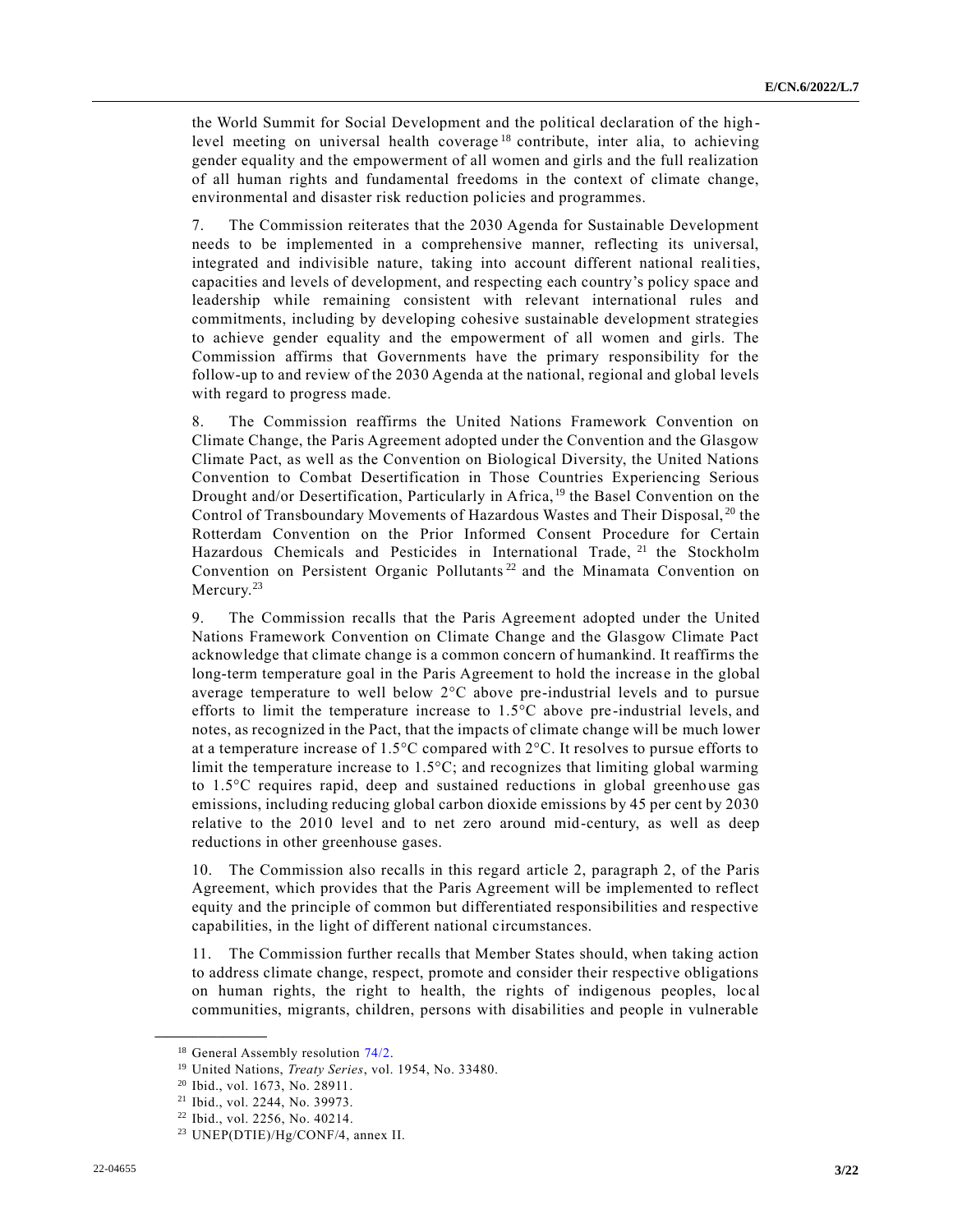the World Summit for Social Development and the political declaration of the high-level meeting on universal health coverage[18] contribute, inter alia, to achieving gender equality and the empowerment of all women and girls and the full realization of all human rights and fundamental freedoms in the context of climate change, environmental and disaster risk reduction policies and programmes.

7. The Commission reiterates that the 2030 Agenda for Sustainable Development needs to be implemented in a comprehensive manner, reflecting its universal, integrated and indivisible nature, taking into account different national realities, capacities and levels of development, and respecting each country's policy space and leadership while remaining consistent with relevant international rules and commitments, including by developing cohesive sustainable development strategies to achieve gender equality and the empowerment of all women and girls. The Commission affirms that Governments have the primary responsibility for the follow-up to and review of the 2030 Agenda at the national, regional and global levels with regard to progress made.

8. The Commission reaffirms the United Nations Framework Convention on Climate Change, the Paris Agreement adopted under the Convention and the Glasgow Climate Pact, as well as the Convention on Biological Diversity, the United Nations Convention to Combat Desertification in Those Countries Experiencing Serious Drought and/or Desertification, Particularly in Africa,[19] the Basel Convention on the Control of Transboundary Movements of Hazardous Wastes and Their Disposal,[20] the Rotterdam Convention on the Prior Informed Consent Procedure for Certain Hazardous Chemicals and Pesticides in International Trade,[21] the Stockholm Convention on Persistent Organic Pollutants[22] and the Minamata Convention on Mercury.[23]

9. The Commission recalls that the Paris Agreement adopted under the United Nations Framework Convention on Climate Change and the Glasgow Climate Pact acknowledge that climate change is a common concern of humankind. It reaffirms the long-term temperature goal in the Paris Agreement to hold the increase in the global average temperature to well below 2°C above pre-industrial levels and to pursue efforts to limit the temperature increase to 1.5°C above pre-industrial levels, and notes, as recognized in the Pact, that the impacts of climate change will be much lower at a temperature increase of 1.5°C compared with 2°C. It resolves to pursue efforts to limit the temperature increase to 1.5°C; and recognizes that limiting global warming to 1.5°C requires rapid, deep and sustained reductions in global greenhouse gas emissions, including reducing global carbon dioxide emissions by 45 per cent by 2030 relative to the 2010 level and to net zero around mid-century, as well as deep reductions in other greenhouse gases.

10. The Commission also recalls in this regard article 2, paragraph 2, of the Paris Agreement, which provides that the Paris Agreement will be implemented to reflect equity and the principle of common but differentiated responsibilities and respective capabilities, in the light of different national circumstances.

11. The Commission further recalls that Member States should, when taking action to address climate change, respect, promote and consider their respective obligations on human rights, the right to health, the rights of indigenous peoples, local communities, migrants, children, persons with disabilities and people in vulnerable

---

[18] General Assembly resolution 74/2.

[19] United Nations, *Treaty Series*, vol. 1954, No. 33480.

[20] Ibid., vol. 1673, No. 28911.

[21] Ibid., vol. 2244, No. 39973.

[22] Ibid., vol. 2256, No. 40214.

[23] UNEP(DTIE)/Hg/CONF/4, annex II.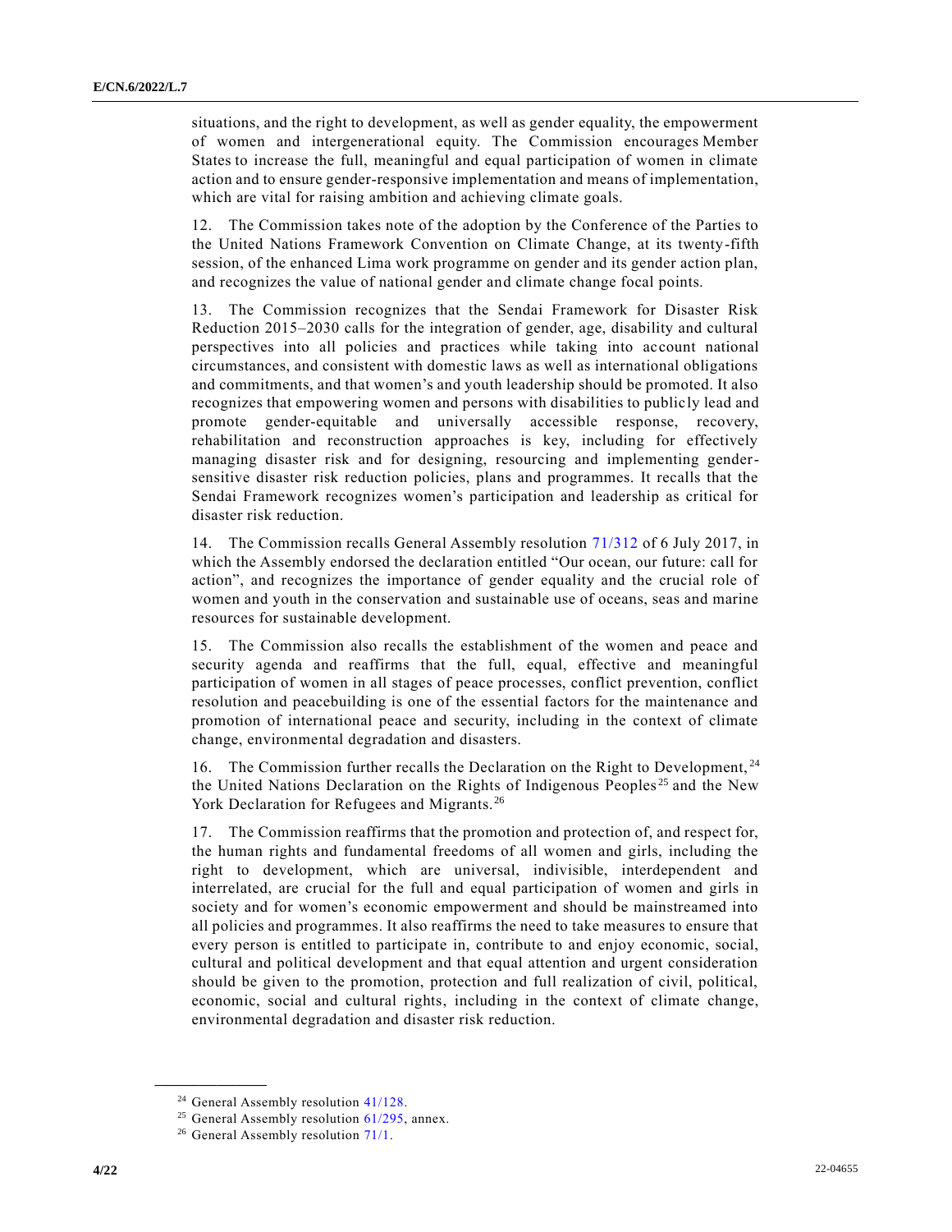situations, and the right to development, as well as gender equality, the empowerment of women and intergenerational equity. The Commission encourages Member States to increase the full, meaningful and equal participation of women in climate action and to ensure gender-responsive implementation and means of implementation, which are vital for raising ambition and achieving climate goals.

12. The Commission takes note of the adoption by the Conference of the Parties to the United Nations Framework Convention on Climate Change, at its twenty-fifth session, of the enhanced Lima work programme on gender and its gender action plan, and recognizes the value of national gender and climate change focal points.

13. The Commission recognizes that the Sendai Framework for Disaster Risk Reduction 2015–2030 calls for the integration of gender, age, disability and cultural perspectives into all policies and practices while taking into account national circumstances, and consistent with domestic laws as well as international obligations and commitments, and that women's and youth leadership should be promoted. It also recognizes that empowering women and persons with disabilities to publicly lead and promote gender-equitable and universally accessible response, recovery, rehabilitation and reconstruction approaches is key, including for effectively managing disaster risk and for designing, resourcing and implementing gender-sensitive disaster risk reduction policies, plans and programmes. It recalls that the Sendai Framework recognizes women's participation and leadership as critical for disaster risk reduction.

14. The Commission recalls General Assembly resolution 71/312 of 6 July 2017, in which the Assembly endorsed the declaration entitled "Our ocean, our future: call for action", and recognizes the importance of gender equality and the crucial role of women and youth in the conservation and sustainable use of oceans, seas and marine resources for sustainable development.

15. The Commission also recalls the establishment of the women and peace and security agenda and reaffirms that the full, equal, effective and meaningful participation of women in all stages of peace processes, conflict prevention, conflict resolution and peacebuilding is one of the essential factors for the maintenance and promotion of international peace and security, including in the context of climate change, environmental degradation and disasters.

16. The Commission further recalls the Declaration on the Right to Development,[24] the United Nations Declaration on the Rights of Indigenous Peoples[25] and the New York Declaration for Refugees and Migrants.[26]

17. The Commission reaffirms that the promotion and protection of, and respect for, the human rights and fundamental freedoms of all women and girls, including the right to development, which are universal, indivisible, interdependent and interrelated, are crucial for the full and equal participation of women and girls in society and for women's economic empowerment and should be mainstreamed into all policies and programmes. It also reaffirms the need to take measures to ensure that every person is entitled to participate in, contribute to and enjoy economic, social, cultural and political development and that equal attention and urgent consideration should be given to the promotion, protection and full realization of civil, political, economic, social and cultural rights, including in the context of climate change, environmental degradation and disaster risk reduction.

---

[24] General Assembly resolution 41/128.

[25] General Assembly resolution 61/295, annex.

[26] General Assembly resolution 71/1.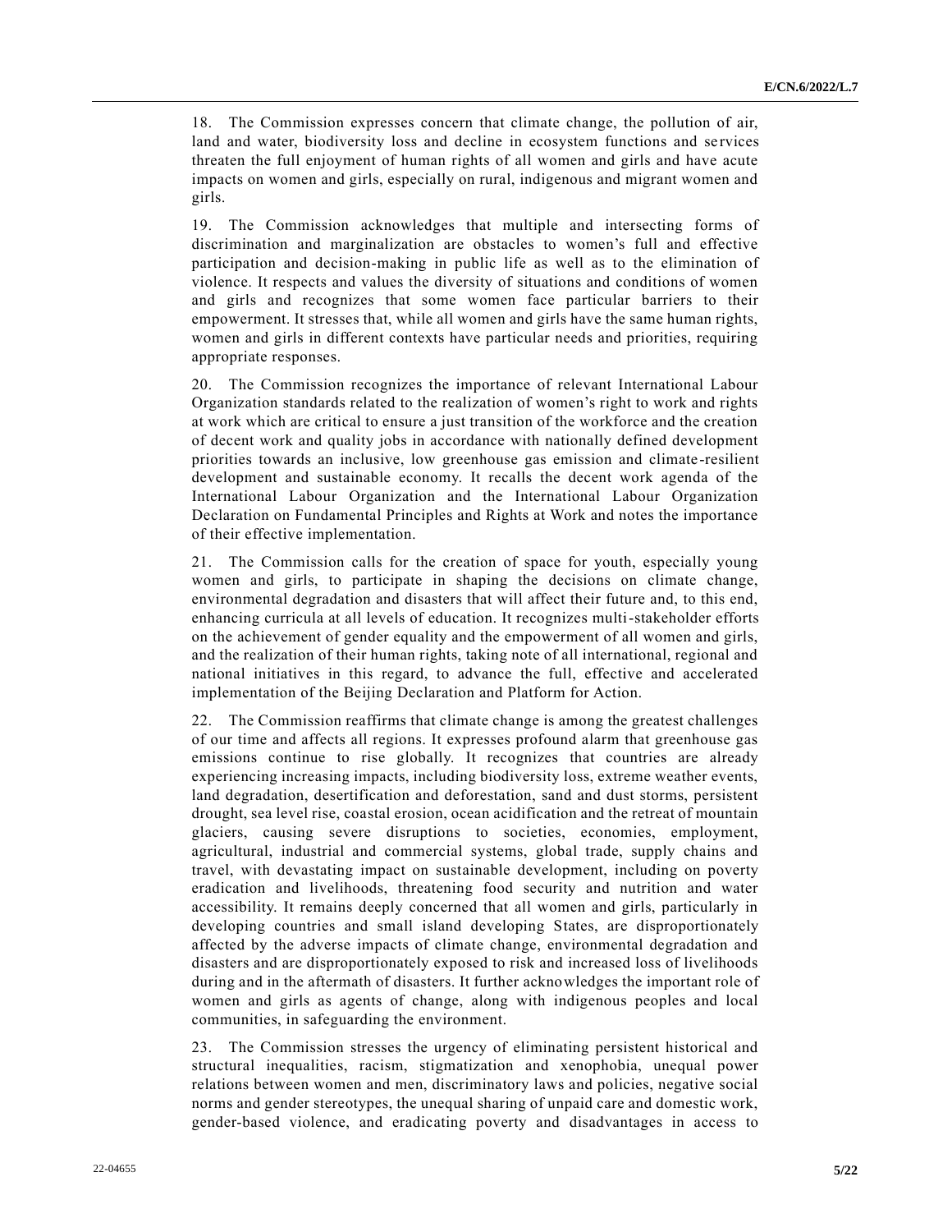18. The Commission expresses concern that climate change, the pollution of air, land and water, biodiversity loss and decline in ecosystem functions and services threaten the full enjoyment of human rights of all women and girls and have acute impacts on women and girls, especially on rural, indigenous and migrant women and girls.

19. The Commission acknowledges that multiple and intersecting forms of discrimination and marginalization are obstacles to women's full and effective participation and decision-making in public life as well as to the elimination of violence. It respects and values the diversity of situations and conditions of women and girls and recognizes that some women face particular barriers to their empowerment. It stresses that, while all women and girls have the same human rights, women and girls in different contexts have particular needs and priorities, requiring appropriate responses.

20. The Commission recognizes the importance of relevant International Labour Organization standards related to the realization of women's right to work and rights at work which are critical to ensure a just transition of the workforce and the creation of decent work and quality jobs in accordance with nationally defined development priorities towards an inclusive, low greenhouse gas emission and climate-resilient development and sustainable economy. It recalls the decent work agenda of the International Labour Organization and the International Labour Organization Declaration on Fundamental Principles and Rights at Work and notes the importance of their effective implementation.

21. The Commission calls for the creation of space for youth, especially young women and girls, to participate in shaping the decisions on climate change, environmental degradation and disasters that will affect their future and, to this end, enhancing curricula at all levels of education. It recognizes multi-stakeholder efforts on the achievement of gender equality and the empowerment of all women and girls, and the realization of their human rights, taking note of all international, regional and national initiatives in this regard, to advance the full, effective and accelerated implementation of the Beijing Declaration and Platform for Action.

22. The Commission reaffirms that climate change is among the greatest challenges of our time and affects all regions. It expresses profound alarm that greenhouse gas emissions continue to rise globally. It recognizes that countries are already experiencing increasing impacts, including biodiversity loss, extreme weather events, land degradation, desertification and deforestation, sand and dust storms, persistent drought, sea level rise, coastal erosion, ocean acidification and the retreat of mountain glaciers, causing severe disruptions to societies, economies, employment, agricultural, industrial and commercial systems, global trade, supply chains and travel, with devastating impact on sustainable development, including on poverty eradication and livelihoods, threatening food security and nutrition and water accessibility. It remains deeply concerned that all women and girls, particularly in developing countries and small island developing States, are disproportionately affected by the adverse impacts of climate change, environmental degradation and disasters and are disproportionately exposed to risk and increased loss of livelihoods during and in the aftermath of disasters. It further acknowledges the important role of women and girls as agents of change, along with indigenous peoples and local communities, in safeguarding the environment.

23. The Commission stresses the urgency of eliminating persistent historical and structural inequalities, racism, stigmatization and xenophobia, unequal power relations between women and men, discriminatory laws and policies, negative social norms and gender stereotypes, the unequal sharing of unpaid care and domestic work, gender-based violence, and eradicating poverty and disadvantages in access to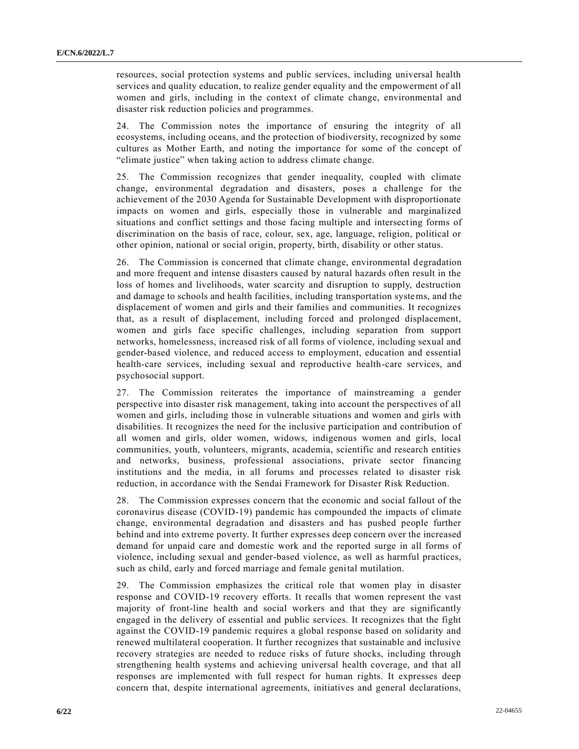resources, social protection systems and public services, including universal health services and quality education, to realize gender equality and the empowerment of all women and girls, including in the context of climate change, environmental and disaster risk reduction policies and programmes.

24. The Commission notes the importance of ensuring the integrity of all ecosystems, including oceans, and the protection of biodiversity, recognized by some cultures as Mother Earth, and noting the importance for some of the concept of "climate justice" when taking action to address climate change.

25. The Commission recognizes that gender inequality, coupled with climate change, environmental degradation and disasters, poses a challenge for the achievement of the 2030 Agenda for Sustainable Development with disproportionate impacts on women and girls, especially those in vulnerable and marginalized situations and conflict settings and those facing multiple and intersecting forms of discrimination on the basis of race, colour, sex, age, language, religion, political or other opinion, national or social origin, property, birth, disability or other status.

26. The Commission is concerned that climate change, environmental degradation and more frequent and intense disasters caused by natural hazards often result in the loss of homes and livelihoods, water scarcity and disruption to supply, destruction and damage to schools and health facilities, including transportation systems, and the displacement of women and girls and their families and communities. It recognizes that, as a result of displacement, including forced and prolonged displacement, women and girls face specific challenges, including separation from support networks, homelessness, increased risk of all forms of violence, including sexual and gender-based violence, and reduced access to employment, education and essential health-care services, including sexual and reproductive health-care services, and psychosocial support.

27. The Commission reiterates the importance of mainstreaming a gender perspective into disaster risk management, taking into account the perspectives of all women and girls, including those in vulnerable situations and women and girls with disabilities. It recognizes the need for the inclusive participation and contribution of all women and girls, older women, widows, indigenous women and girls, local communities, youth, volunteers, migrants, academia, scientific and research entities and networks, business, professional associations, private sector financing institutions and the media, in all forums and processes related to disaster risk reduction, in accordance with the Sendai Framework for Disaster Risk Reduction.

28. The Commission expresses concern that the economic and social fallout of the coronavirus disease (COVID-19) pandemic has compounded the impacts of climate change, environmental degradation and disasters and has pushed people further behind and into extreme poverty. It further expresses deep concern over the increased demand for unpaid care and domestic work and the reported surge in all forms of violence, including sexual and gender-based violence, as well as harmful practices, such as child, early and forced marriage and female genital mutilation.

29. The Commission emphasizes the critical role that women play in disaster response and COVID-19 recovery efforts. It recalls that women represent the vast majority of front-line health and social workers and that they are significantly engaged in the delivery of essential and public services. It recognizes that the fight against the COVID-19 pandemic requires a global response based on solidarity and renewed multilateral cooperation. It further recognizes that sustainable and inclusive recovery strategies are needed to reduce risks of future shocks, including through strengthening health systems and achieving universal health coverage, and that all responses are implemented with full respect for human rights. It expresses deep concern that, despite international agreements, initiatives and general declarations,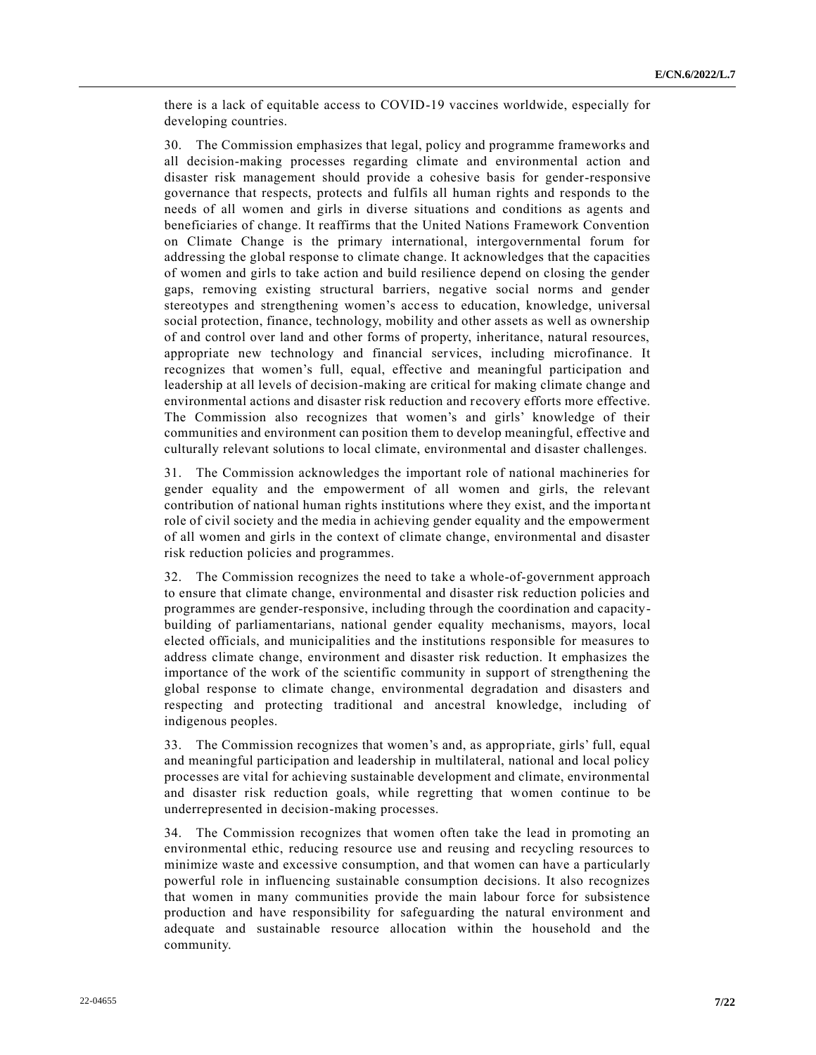there is a lack of equitable access to COVID-19 vaccines worldwide, especially for developing countries.

30. The Commission emphasizes that legal, policy and programme frameworks and all decision-making processes regarding climate and environmental action and disaster risk management should provide a cohesive basis for gender-responsive governance that respects, protects and fulfils all human rights and responds to the needs of all women and girls in diverse situations and conditions as agents and beneficiaries of change. It reaffirms that the United Nations Framework Convention on Climate Change is the primary international, intergovernmental forum for addressing the global response to climate change. It acknowledges that the capacities of women and girls to take action and build resilience depend on closing the gender gaps, removing existing structural barriers, negative social norms and gender stereotypes and strengthening women's access to education, knowledge, universal social protection, finance, technology, mobility and other assets as well as ownership of and control over land and other forms of property, inheritance, natural resources, appropriate new technology and financial services, including microfinance. It recognizes that women's full, equal, effective and meaningful participation and leadership at all levels of decision-making are critical for making climate change and environmental actions and disaster risk reduction and recovery efforts more effective. The Commission also recognizes that women's and girls' knowledge of their communities and environment can position them to develop meaningful, effective and culturally relevant solutions to local climate, environmental and disaster challenges.

31. The Commission acknowledges the important role of national machineries for gender equality and the empowerment of all women and girls, the relevant contribution of national human rights institutions where they exist, and the important role of civil society and the media in achieving gender equality and the empowerment of all women and girls in the context of climate change, environmental and disaster risk reduction policies and programmes.

32. The Commission recognizes the need to take a whole-of-government approach to ensure that climate change, environmental and disaster risk reduction policies and programmes are gender-responsive, including through the coordination and capacity-building of parliamentarians, national gender equality mechanisms, mayors, local elected officials, and municipalities and the institutions responsible for measures to address climate change, environment and disaster risk reduction. It emphasizes the importance of the work of the scientific community in support of strengthening the global response to climate change, environmental degradation and disasters and respecting and protecting traditional and ancestral knowledge, including of indigenous peoples.

33. The Commission recognizes that women's and, as appropriate, girls' full, equal and meaningful participation and leadership in multilateral, national and local policy processes are vital for achieving sustainable development and climate, environmental and disaster risk reduction goals, while regretting that women continue to be underrepresented in decision-making processes.

34. The Commission recognizes that women often take the lead in promoting an environmental ethic, reducing resource use and reusing and recycling resources to minimize waste and excessive consumption, and that women can have a particularly powerful role in influencing sustainable consumption decisions. It also recognizes that women in many communities provide the main labour force for subsistence production and have responsibility for safeguarding the natural environment and adequate and sustainable resource allocation within the household and the community.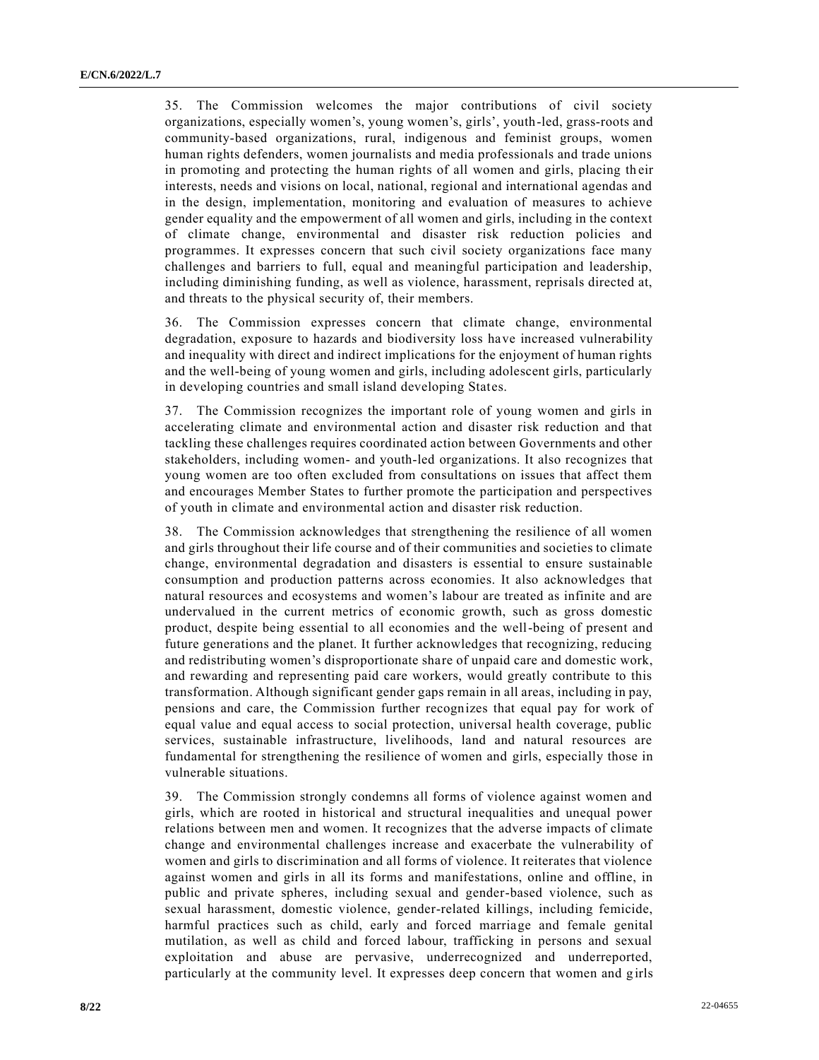35. The Commission welcomes the major contributions of civil society organizations, especially women's, young women's, girls', youth-led, grass-roots and community-based organizations, rural, indigenous and feminist groups, women human rights defenders, women journalists and media professionals and trade unions in promoting and protecting the human rights of all women and girls, placing their interests, needs and visions on local, national, regional and international agendas and in the design, implementation, monitoring and evaluation of measures to achieve gender equality and the empowerment of all women and girls, including in the context of climate change, environmental and disaster risk reduction policies and programmes. It expresses concern that such civil society organizations face many challenges and barriers to full, equal and meaningful participation and leadership, including diminishing funding, as well as violence, harassment, reprisals directed at, and threats to the physical security of, their members.

36. The Commission expresses concern that climate change, environmental degradation, exposure to hazards and biodiversity loss have increased vulnerability and inequality with direct and indirect implications for the enjoyment of human rights and the well-being of young women and girls, including adolescent girls, particularly in developing countries and small island developing States.

37. The Commission recognizes the important role of young women and girls in accelerating climate and environmental action and disaster risk reduction and that tackling these challenges requires coordinated action between Governments and other stakeholders, including women- and youth-led organizations. It also recognizes that young women are too often excluded from consultations on issues that affect them and encourages Member States to further promote the participation and perspectives of youth in climate and environmental action and disaster risk reduction.

38. The Commission acknowledges that strengthening the resilience of all women and girls throughout their life course and of their communities and societies to climate change, environmental degradation and disasters is essential to ensure sustainable consumption and production patterns across economies. It also acknowledges that natural resources and ecosystems and women's labour are treated as infinite and are undervalued in the current metrics of economic growth, such as gross domestic product, despite being essential to all economies and the well-being of present and future generations and the planet. It further acknowledges that recognizing, reducing and redistributing women's disproportionate share of unpaid care and domestic work, and rewarding and representing paid care workers, would greatly contribute to this transformation. Although significant gender gaps remain in all areas, including in pay, pensions and care, the Commission further recognizes that equal pay for work of equal value and equal access to social protection, universal health coverage, public services, sustainable infrastructure, livelihoods, land and natural resources are fundamental for strengthening the resilience of women and girls, especially those in vulnerable situations.

39. The Commission strongly condemns all forms of violence against women and girls, which are rooted in historical and structural inequalities and unequal power relations between men and women. It recognizes that the adverse impacts of climate change and environmental challenges increase and exacerbate the vulnerability of women and girls to discrimination and all forms of violence. It reiterates that violence against women and girls in all its forms and manifestations, online and offline, in public and private spheres, including sexual and gender-based violence, such as sexual harassment, domestic violence, gender-related killings, including femicide, harmful practices such as child, early and forced marriage and female genital mutilation, as well as child and forced labour, trafficking in persons and sexual exploitation and abuse are pervasive, underrecognized and underreported, particularly at the community level. It expresses deep concern that women and girls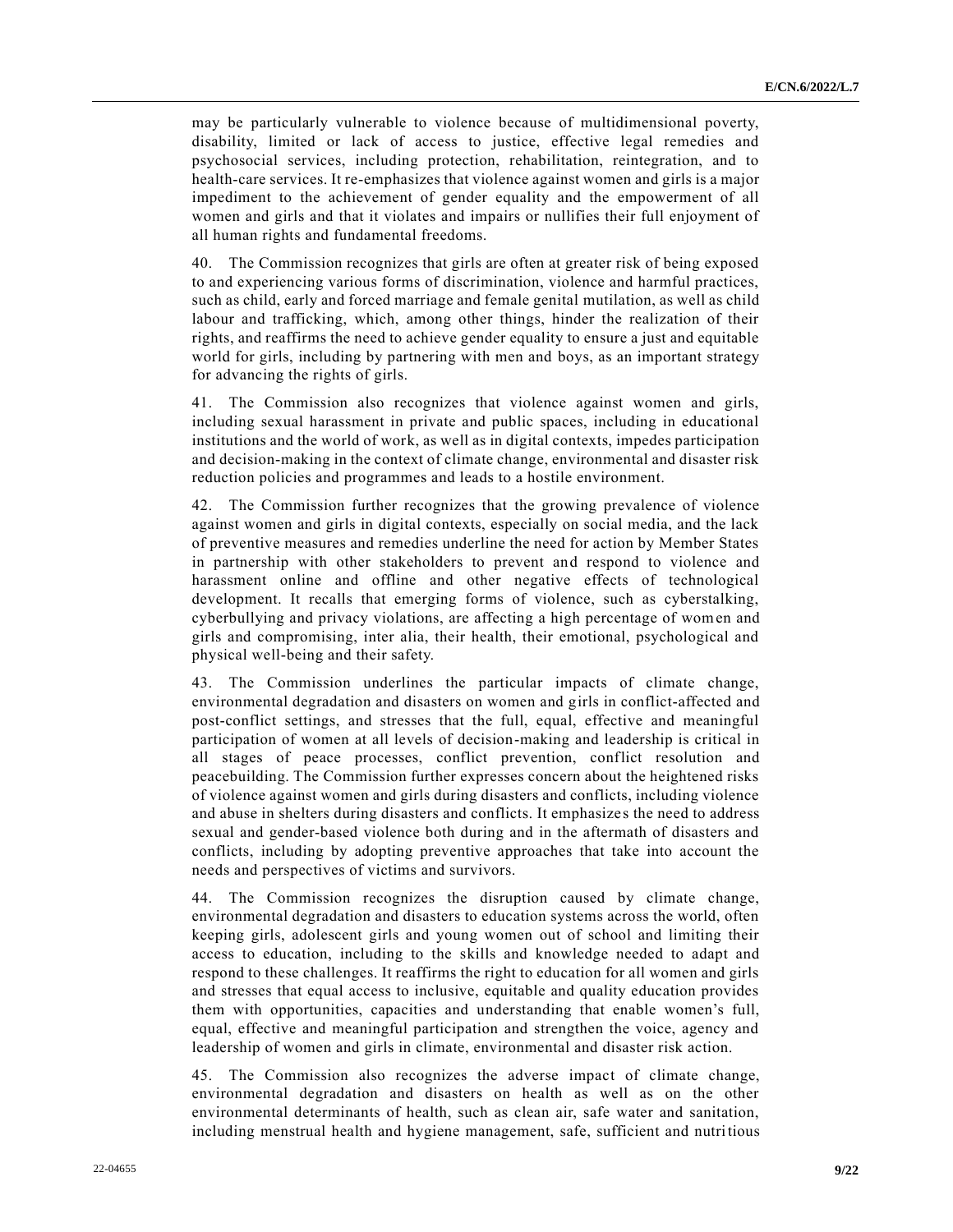may be particularly vulnerable to violence because of multidimensional poverty, disability, limited or lack of access to justice, effective legal remedies and psychosocial services, including protection, rehabilitation, reintegration, and to health-care services. It re-emphasizes that violence against women and girls is a major impediment to the achievement of gender equality and the empowerment of all women and girls and that it violates and impairs or nullifies their full enjoyment of all human rights and fundamental freedoms.

40. The Commission recognizes that girls are often at greater risk of being exposed to and experiencing various forms of discrimination, violence and harmful practices, such as child, early and forced marriage and female genital mutilation, as well as child labour and trafficking, which, among other things, hinder the realization of their rights, and reaffirms the need to achieve gender equality to ensure a just and equitable world for girls, including by partnering with men and boys, as an important strategy for advancing the rights of girls.

41. The Commission also recognizes that violence against women and girls, including sexual harassment in private and public spaces, including in educational institutions and the world of work, as well as in digital contexts, impedes participation and decision-making in the context of climate change, environmental and disaster risk reduction policies and programmes and leads to a hostile environment.

42. The Commission further recognizes that the growing prevalence of violence against women and girls in digital contexts, especially on social media, and the lack of preventive measures and remedies underline the need for action by Member States in partnership with other stakeholders to prevent and respond to violence and harassment online and offline and other negative effects of technological development. It recalls that emerging forms of violence, such as cyberstalking, cyberbullying and privacy violations, are affecting a high percentage of women and girls and compromising, inter alia, their health, their emotional, psychological and physical well-being and their safety.

43. The Commission underlines the particular impacts of climate change, environmental degradation and disasters on women and girls in conflict-affected and post-conflict settings, and stresses that the full, equal, effective and meaningful participation of women at all levels of decision-making and leadership is critical in all stages of peace processes, conflict prevention, conflict resolution and peacebuilding. The Commission further expresses concern about the heightened risks of violence against women and girls during disasters and conflicts, including violence and abuse in shelters during disasters and conflicts. It emphasizes the need to address sexual and gender-based violence both during and in the aftermath of disasters and conflicts, including by adopting preventive approaches that take into account the needs and perspectives of victims and survivors.

44. The Commission recognizes the disruption caused by climate change, environmental degradation and disasters to education systems across the world, often keeping girls, adolescent girls and young women out of school and limiting their access to education, including to the skills and knowledge needed to adapt and respond to these challenges. It reaffirms the right to education for all women and girls and stresses that equal access to inclusive, equitable and quality education provides them with opportunities, capacities and understanding that enable women's full, equal, effective and meaningful participation and strengthen the voice, agency and leadership of women and girls in climate, environmental and disaster risk action.

45. The Commission also recognizes the adverse impact of climate change, environmental degradation and disasters on health as well as on the other environmental determinants of health, such as clean air, safe water and sanitation, including menstrual health and hygiene management, safe, sufficient and nutritious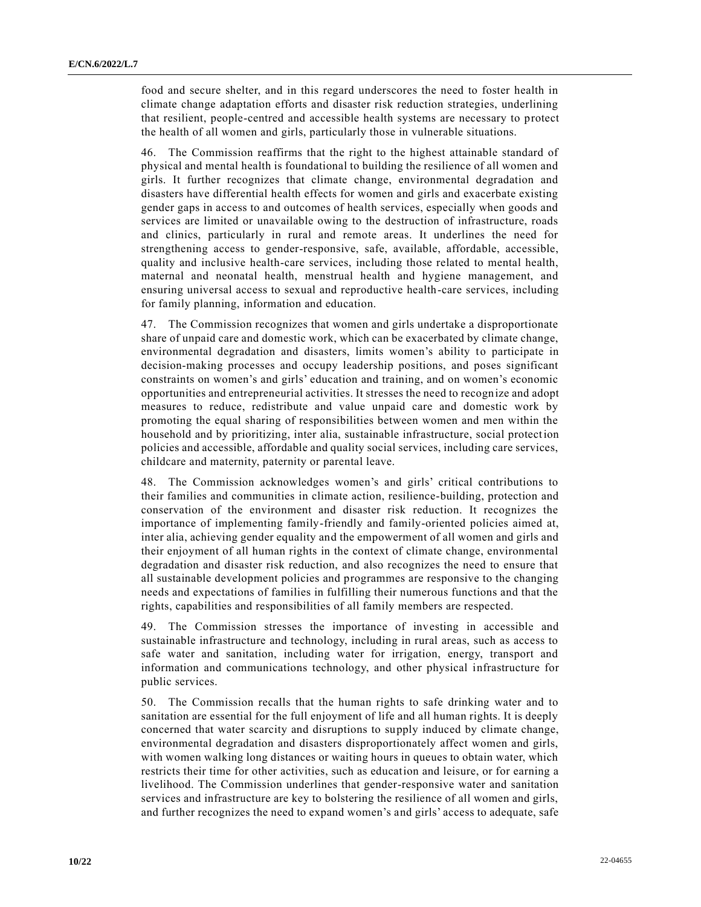food and secure shelter, and in this regard underscores the need to foster health in climate change adaptation efforts and disaster risk reduction strategies, underlining that resilient, people-centred and accessible health systems are necessary to protect the health of all women and girls, particularly those in vulnerable situations.

46. The Commission reaffirms that the right to the highest attainable standard of physical and mental health is foundational to building the resilience of all women and girls. It further recognizes that climate change, environmental degradation and disasters have differential health effects for women and girls and exacerbate existing gender gaps in access to and outcomes of health services, especially when goods and services are limited or unavailable owing to the destruction of infrastructure, roads and clinics, particularly in rural and remote areas. It underlines the need for strengthening access to gender-responsive, safe, available, affordable, accessible, quality and inclusive health-care services, including those related to mental health, maternal and neonatal health, menstrual health and hygiene management, and ensuring universal access to sexual and reproductive health-care services, including for family planning, information and education.

47. The Commission recognizes that women and girls undertake a disproportionate share of unpaid care and domestic work, which can be exacerbated by climate change, environmental degradation and disasters, limits women's ability to participate in decision-making processes and occupy leadership positions, and poses significant constraints on women's and girls' education and training, and on women's economic opportunities and entrepreneurial activities. It stresses the need to recognize and adopt measures to reduce, redistribute and value unpaid care and domestic work by promoting the equal sharing of responsibilities between women and men within the household and by prioritizing, inter alia, sustainable infrastructure, social protection policies and accessible, affordable and quality social services, including care services, childcare and maternity, paternity or parental leave.

48. The Commission acknowledges women's and girls' critical contributions to their families and communities in climate action, resilience-building, protection and conservation of the environment and disaster risk reduction. It recognizes the importance of implementing family-friendly and family-oriented policies aimed at, inter alia, achieving gender equality and the empowerment of all women and girls and their enjoyment of all human rights in the context of climate change, environmental degradation and disaster risk reduction, and also recognizes the need to ensure that all sustainable development policies and programmes are responsive to the changing needs and expectations of families in fulfilling their numerous functions and that the rights, capabilities and responsibilities of all family members are respected.

49. The Commission stresses the importance of investing in accessible and sustainable infrastructure and technology, including in rural areas, such as access to safe water and sanitation, including water for irrigation, energy, transport and information and communications technology, and other physical infrastructure for public services.

50. The Commission recalls that the human rights to safe drinking water and to sanitation are essential for the full enjoyment of life and all human rights. It is deeply concerned that water scarcity and disruptions to supply induced by climate change, environmental degradation and disasters disproportionately affect women and girls, with women walking long distances or waiting hours in queues to obtain water, which restricts their time for other activities, such as education and leisure, or for earning a livelihood. The Commission underlines that gender-responsive water and sanitation services and infrastructure are key to bolstering the resilience of all women and girls, and further recognizes the need to expand women's and girls' access to adequate, safe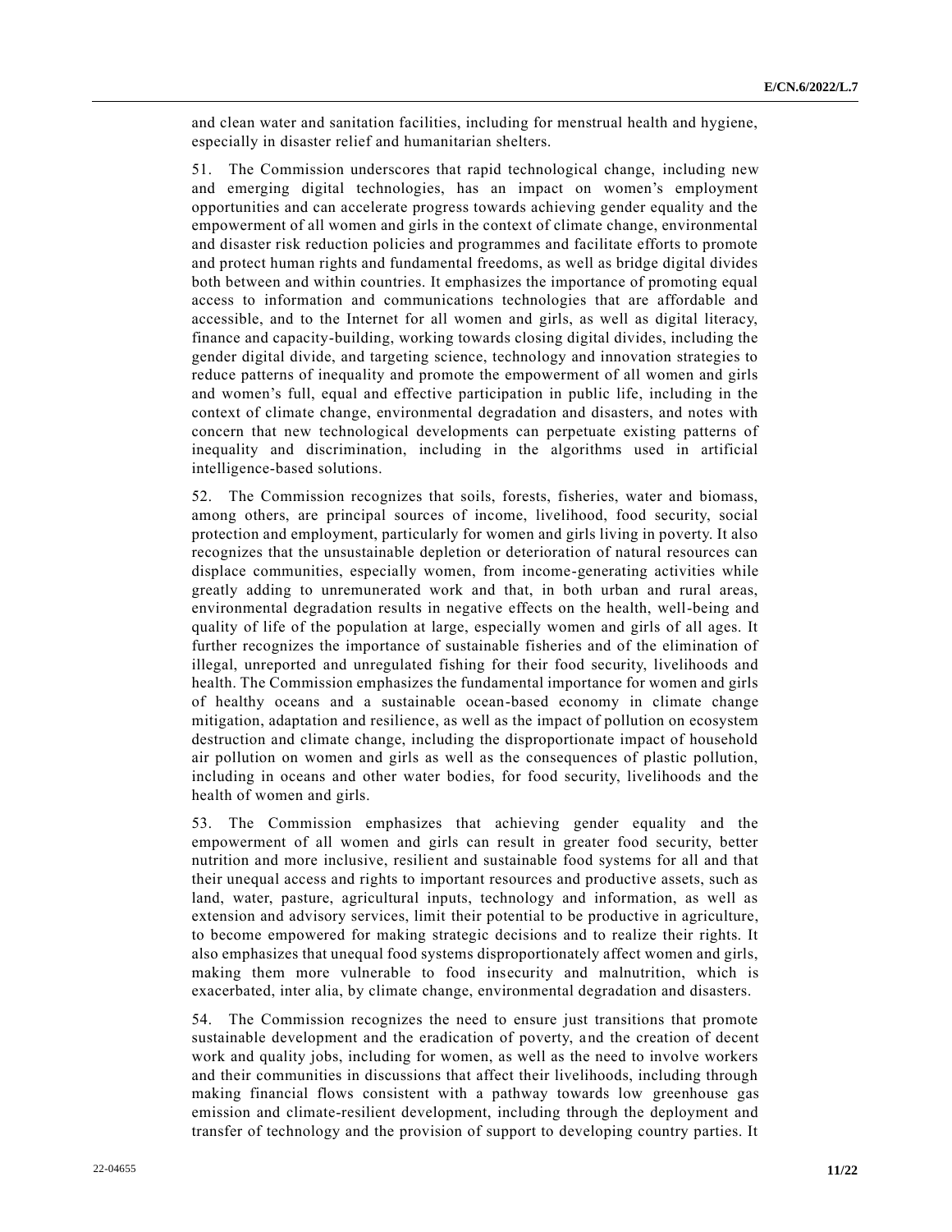and clean water and sanitation facilities, including for menstrual health and hygiene, especially in disaster relief and humanitarian shelters.

51. The Commission underscores that rapid technological change, including new and emerging digital technologies, has an impact on women's employment opportunities and can accelerate progress towards achieving gender equality and the empowerment of all women and girls in the context of climate change, environmental and disaster risk reduction policies and programmes and facilitate efforts to promote and protect human rights and fundamental freedoms, as well as bridge digital divides both between and within countries. It emphasizes the importance of promoting equal access to information and communications technologies that are affordable and accessible, and to the Internet for all women and girls, as well as digital literacy, finance and capacity-building, working towards closing digital divides, including the gender digital divide, and targeting science, technology and innovation strategies to reduce patterns of inequality and promote the empowerment of all women and girls and women's full, equal and effective participation in public life, including in the context of climate change, environmental degradation and disasters, and notes with concern that new technological developments can perpetuate existing patterns of inequality and discrimination, including in the algorithms used in artificial intelligence-based solutions.

52. The Commission recognizes that soils, forests, fisheries, water and biomass, among others, are principal sources of income, livelihood, food security, social protection and employment, particularly for women and girls living in poverty. It also recognizes that the unsustainable depletion or deterioration of natural resources can displace communities, especially women, from income-generating activities while greatly adding to unremunerated work and that, in both urban and rural areas, environmental degradation results in negative effects on the health, well-being and quality of life of the population at large, especially women and girls of all ages. It further recognizes the importance of sustainable fisheries and of the elimination of illegal, unreported and unregulated fishing for their food security, livelihoods and health. The Commission emphasizes the fundamental importance for women and girls of healthy oceans and a sustainable ocean-based economy in climate change mitigation, adaptation and resilience, as well as the impact of pollution on ecosystem destruction and climate change, including the disproportionate impact of household air pollution on women and girls as well as the consequences of plastic pollution, including in oceans and other water bodies, for food security, livelihoods and the health of women and girls.

53. The Commission emphasizes that achieving gender equality and the empowerment of all women and girls can result in greater food security, better nutrition and more inclusive, resilient and sustainable food systems for all and that their unequal access and rights to important resources and productive assets, such as land, water, pasture, agricultural inputs, technology and information, as well as extension and advisory services, limit their potential to be productive in agriculture, to become empowered for making strategic decisions and to realize their rights. It also emphasizes that unequal food systems disproportionately affect women and girls, making them more vulnerable to food insecurity and malnutrition, which is exacerbated, inter alia, by climate change, environmental degradation and disasters.

54. The Commission recognizes the need to ensure just transitions that promote sustainable development and the eradication of poverty, and the creation of decent work and quality jobs, including for women, as well as the need to involve workers and their communities in discussions that affect their livelihoods, including through making financial flows consistent with a pathway towards low greenhouse gas emission and climate-resilient development, including through the deployment and transfer of technology and the provision of support to developing country parties. It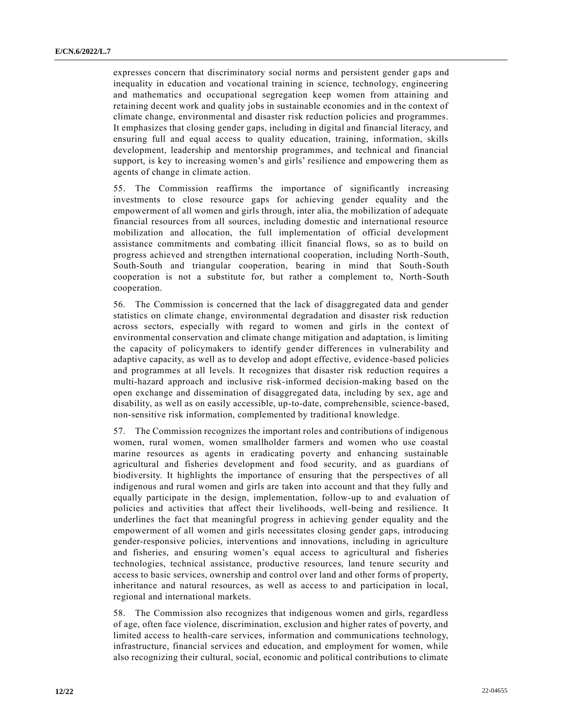expresses concern that discriminatory social norms and persistent gender gaps and inequality in education and vocational training in science, technology, engineering and mathematics and occupational segregation keep women from attaining and retaining decent work and quality jobs in sustainable economies and in the context of climate change, environmental and disaster risk reduction policies and programmes. It emphasizes that closing gender gaps, including in digital and financial literacy, and ensuring full and equal access to quality education, training, information, skills development, leadership and mentorship programmes, and technical and financial support, is key to increasing women's and girls' resilience and empowering them as agents of change in climate action.

55. The Commission reaffirms the importance of significantly increasing investments to close resource gaps for achieving gender equality and the empowerment of all women and girls through, inter alia, the mobilization of adequate financial resources from all sources, including domestic and international resource mobilization and allocation, the full implementation of official development assistance commitments and combating illicit financial flows, so as to build on progress achieved and strengthen international cooperation, including North-South, South-South and triangular cooperation, bearing in mind that South-South cooperation is not a substitute for, but rather a complement to, North-South cooperation.

56. The Commission is concerned that the lack of disaggregated data and gender statistics on climate change, environmental degradation and disaster risk reduction across sectors, especially with regard to women and girls in the context of environmental conservation and climate change mitigation and adaptation, is limiting the capacity of policymakers to identify gender differences in vulnerability and adaptive capacity, as well as to develop and adopt effective, evidence-based policies and programmes at all levels. It recognizes that disaster risk reduction requires a multi-hazard approach and inclusive risk-informed decision-making based on the open exchange and dissemination of disaggregated data, including by sex, age and disability, as well as on easily accessible, up-to-date, comprehensible, science-based, non-sensitive risk information, complemented by traditional knowledge.

57. The Commission recognizes the important roles and contributions of indigenous women, rural women, women smallholder farmers and women who use coastal marine resources as agents in eradicating poverty and enhancing sustainable agricultural and fisheries development and food security, and as guardians of biodiversity. It highlights the importance of ensuring that the perspectives of all indigenous and rural women and girls are taken into account and that they fully and equally participate in the design, implementation, follow-up to and evaluation of policies and activities that affect their livelihoods, well-being and resilience. It underlines the fact that meaningful progress in achieving gender equality and the empowerment of all women and girls necessitates closing gender gaps, introducing gender-responsive policies, interventions and innovations, including in agriculture and fisheries, and ensuring women's equal access to agricultural and fisheries technologies, technical assistance, productive resources, land tenure security and access to basic services, ownership and control over land and other forms of property, inheritance and natural resources, as well as access to and participation in local, regional and international markets.

58. The Commission also recognizes that indigenous women and girls, regardless of age, often face violence, discrimination, exclusion and higher rates of poverty, and limited access to health-care services, information and communications technology, infrastructure, financial services and education, and employment for women, while also recognizing their cultural, social, economic and political contributions to climate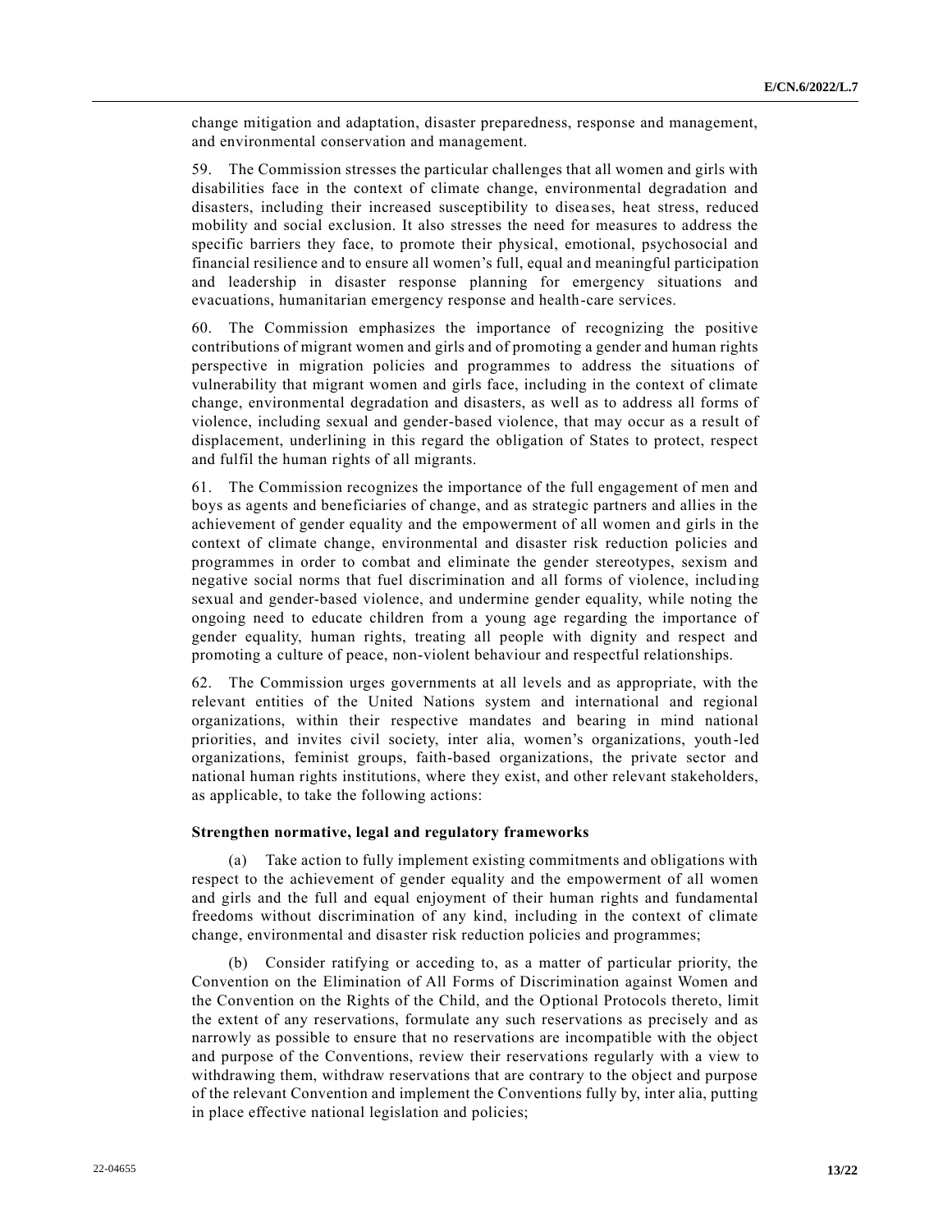change mitigation and adaptation, disaster preparedness, response and management, and environmental conservation and management.

59. The Commission stresses the particular challenges that all women and girls with disabilities face in the context of climate change, environmental degradation and disasters, including their increased susceptibility to diseases, heat stress, reduced mobility and social exclusion. It also stresses the need for measures to address the specific barriers they face, to promote their physical, emotional, psychosocial and financial resilience and to ensure all women's full, equal and meaningful participation and leadership in disaster response planning for emergency situations and evacuations, humanitarian emergency response and health-care services.

60. The Commission emphasizes the importance of recognizing the positive contributions of migrant women and girls and of promoting a gender and human rights perspective in migration policies and programmes to address the situations of vulnerability that migrant women and girls face, including in the context of climate change, environmental degradation and disasters, as well as to address all forms of violence, including sexual and gender-based violence, that may occur as a result of displacement, underlining in this regard the obligation of States to protect, respect and fulfil the human rights of all migrants.

61. The Commission recognizes the importance of the full engagement of men and boys as agents and beneficiaries of change, and as strategic partners and allies in the achievement of gender equality and the empowerment of all women and girls in the context of climate change, environmental and disaster risk reduction policies and programmes in order to combat and eliminate the gender stereotypes, sexism and negative social norms that fuel discrimination and all forms of violence, including sexual and gender-based violence, and undermine gender equality, while noting the ongoing need to educate children from a young age regarding the importance of gender equality, human rights, treating all people with dignity and respect and promoting a culture of peace, non-violent behaviour and respectful relationships.

62. The Commission urges governments at all levels and as appropriate, with the relevant entities of the United Nations system and international and regional organizations, within their respective mandates and bearing in mind national priorities, and invites civil society, inter alia, women's organizations, youth-led organizations, feminist groups, faith-based organizations, the private sector and national human rights institutions, where they exist, and other relevant stakeholders, as applicable, to take the following actions:

**Strengthen normative, legal and regulatory frameworks**

(a) Take action to fully implement existing commitments and obligations with respect to the achievement of gender equality and the empowerment of all women and girls and the full and equal enjoyment of their human rights and fundamental freedoms without discrimination of any kind, including in the context of climate change, environmental and disaster risk reduction policies and programmes;

(b) Consider ratifying or acceding to, as a matter of particular priority, the Convention on the Elimination of All Forms of Discrimination against Women and the Convention on the Rights of the Child, and the Optional Protocols thereto, limit the extent of any reservations, formulate any such reservations as precisely and as narrowly as possible to ensure that no reservations are incompatible with the object and purpose of the Conventions, review their reservations regularly with a view to withdrawing them, withdraw reservations that are contrary to the object and purpose of the relevant Convention and implement the Conventions fully by, inter alia, putting in place effective national legislation and policies;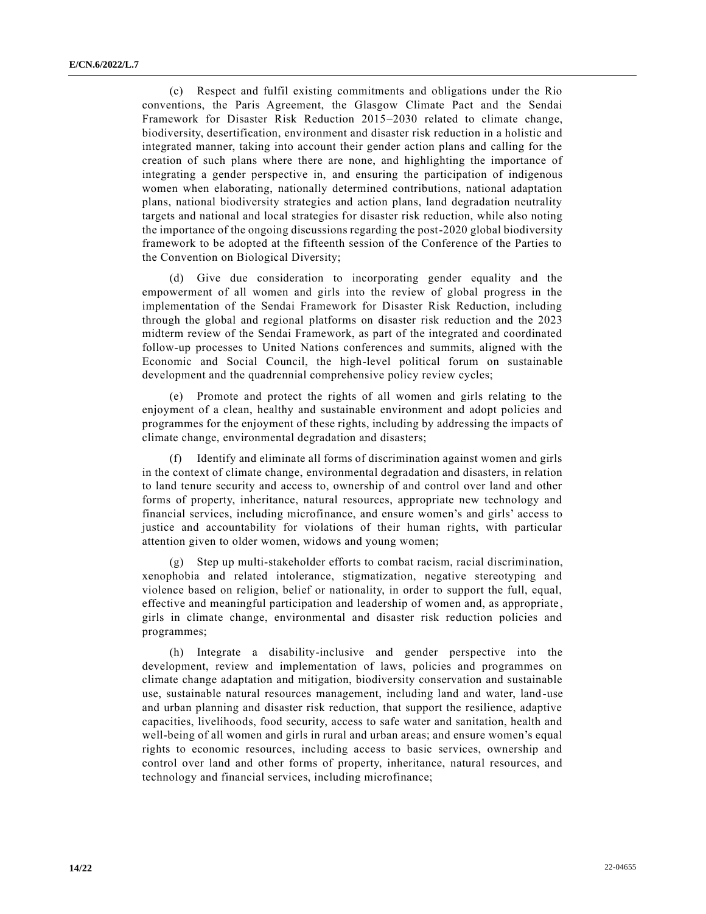(c) Respect and fulfil existing commitments and obligations under the Rio conventions, the Paris Agreement, the Glasgow Climate Pact and the Sendai Framework for Disaster Risk Reduction 2015–2030 related to climate change, biodiversity, desertification, environment and disaster risk reduction in a holistic and integrated manner, taking into account their gender action plans and calling for the creation of such plans where there are none, and highlighting the importance of integrating a gender perspective in, and ensuring the participation of indigenous women when elaborating, nationally determined contributions, national adaptation plans, national biodiversity strategies and action plans, land degradation neutrality targets and national and local strategies for disaster risk reduction, while also noting the importance of the ongoing discussions regarding the post-2020 global biodiversity framework to be adopted at the fifteenth session of the Conference of the Parties to the Convention on Biological Diversity;

(d) Give due consideration to incorporating gender equality and the empowerment of all women and girls into the review of global progress in the implementation of the Sendai Framework for Disaster Risk Reduction, including through the global and regional platforms on disaster risk reduction and the 2023 midterm review of the Sendai Framework, as part of the integrated and coordinated follow-up processes to United Nations conferences and summits, aligned with the Economic and Social Council, the high-level political forum on sustainable development and the quadrennial comprehensive policy review cycles;

(e) Promote and protect the rights of all women and girls relating to the enjoyment of a clean, healthy and sustainable environment and adopt policies and programmes for the enjoyment of these rights, including by addressing the impacts of climate change, environmental degradation and disasters;

(f) Identify and eliminate all forms of discrimination against women and girls in the context of climate change, environmental degradation and disasters, in relation to land tenure security and access to, ownership of and control over land and other forms of property, inheritance, natural resources, appropriate new technology and financial services, including microfinance, and ensure women's and girls' access to justice and accountability for violations of their human rights, with particular attention given to older women, widows and young women;

(g) Step up multi-stakeholder efforts to combat racism, racial discrimination, xenophobia and related intolerance, stigmatization, negative stereotyping and violence based on religion, belief or nationality, in order to support the full, equal, effective and meaningful participation and leadership of women and, as appropriate, girls in climate change, environmental and disaster risk reduction policies and programmes;

(h) Integrate a disability-inclusive and gender perspective into the development, review and implementation of laws, policies and programmes on climate change adaptation and mitigation, biodiversity conservation and sustainable use, sustainable natural resources management, including land and water, land-use and urban planning and disaster risk reduction, that support the resilience, adaptive capacities, livelihoods, food security, access to safe water and sanitation, health and well-being of all women and girls in rural and urban areas; and ensure women's equal rights to economic resources, including access to basic services, ownership and control over land and other forms of property, inheritance, natural resources, and technology and financial services, including microfinance;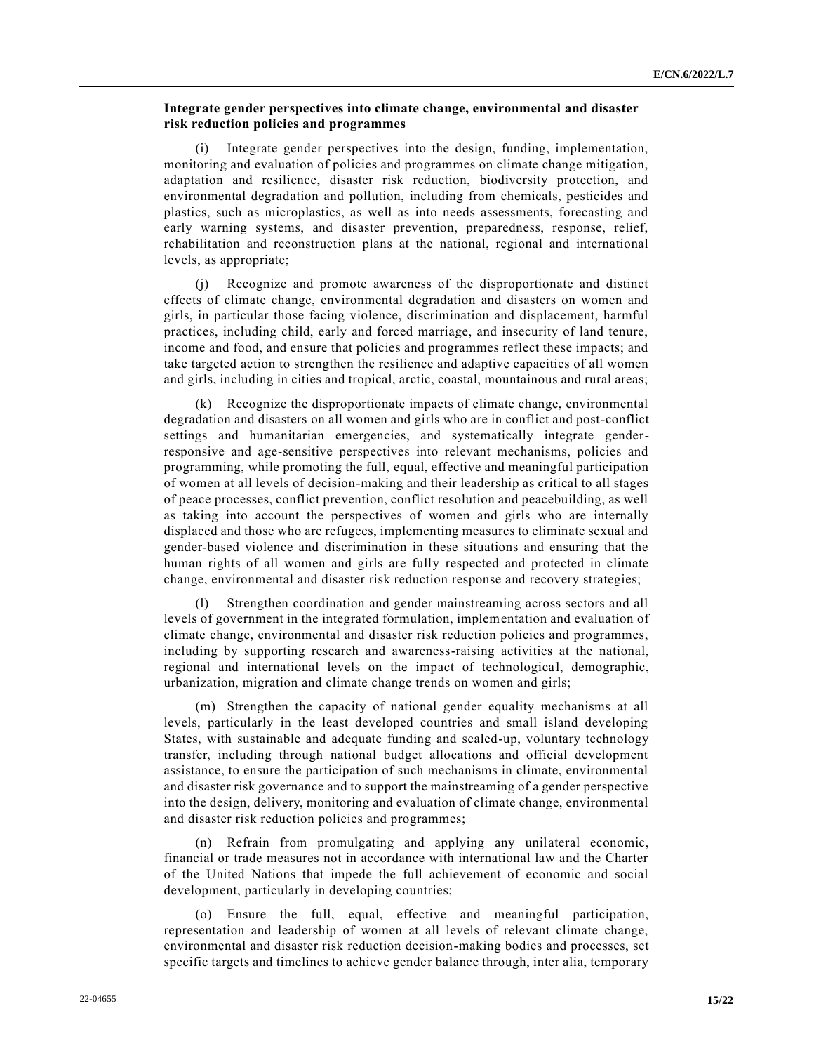**Integrate gender perspectives into climate change, environmental and disaster risk reduction policies and programmes**

(i) Integrate gender perspectives into the design, funding, implementation, monitoring and evaluation of policies and programmes on climate change mitigation, adaptation and resilience, disaster risk reduction, biodiversity protection, and environmental degradation and pollution, including from chemicals, pesticides and plastics, such as microplastics, as well as into needs assessments, forecasting and early warning systems, and disaster prevention, preparedness, response, relief, rehabilitation and reconstruction plans at the national, regional and international levels, as appropriate;

(j) Recognize and promote awareness of the disproportionate and distinct effects of climate change, environmental degradation and disasters on women and girls, in particular those facing violence, discrimination and displacement, harmful practices, including child, early and forced marriage, and insecurity of land tenure, income and food, and ensure that policies and programmes reflect these impacts; and take targeted action to strengthen the resilience and adaptive capacities of all women and girls, including in cities and tropical, arctic, coastal, mountainous and rural areas;

(k) Recognize the disproportionate impacts of climate change, environmental degradation and disasters on all women and girls who are in conflict and post-conflict settings and humanitarian emergencies, and systematically integrate gender-responsive and age-sensitive perspectives into relevant mechanisms, policies and programming, while promoting the full, equal, effective and meaningful participation of women at all levels of decision-making and their leadership as critical to all stages of peace processes, conflict prevention, conflict resolution and peacebuilding, as well as taking into account the perspectives of women and girls who are internally displaced and those who are refugees, implementing measures to eliminate sexual and gender-based violence and discrimination in these situations and ensuring that the human rights of all women and girls are fully respected and protected in climate change, environmental and disaster risk reduction response and recovery strategies;

(l) Strengthen coordination and gender mainstreaming across sectors and all levels of government in the integrated formulation, implementation and evaluation of climate change, environmental and disaster risk reduction policies and programmes, including by supporting research and awareness-raising activities at the national, regional and international levels on the impact of technological, demographic, urbanization, migration and climate change trends on women and girls;

(m) Strengthen the capacity of national gender equality mechanisms at all levels, particularly in the least developed countries and small island developing States, with sustainable and adequate funding and scaled-up, voluntary technology transfer, including through national budget allocations and official development assistance, to ensure the participation of such mechanisms in climate, environmental and disaster risk governance and to support the mainstreaming of a gender perspective into the design, delivery, monitoring and evaluation of climate change, environmental and disaster risk reduction policies and programmes;

(n) Refrain from promulgating and applying any unilateral economic, financial or trade measures not in accordance with international law and the Charter of the United Nations that impede the full achievement of economic and social development, particularly in developing countries;

(o) Ensure the full, equal, effective and meaningful participation, representation and leadership of women at all levels of relevant climate change, environmental and disaster risk reduction decision-making bodies and processes, set specific targets and timelines to achieve gender balance through, inter alia, temporary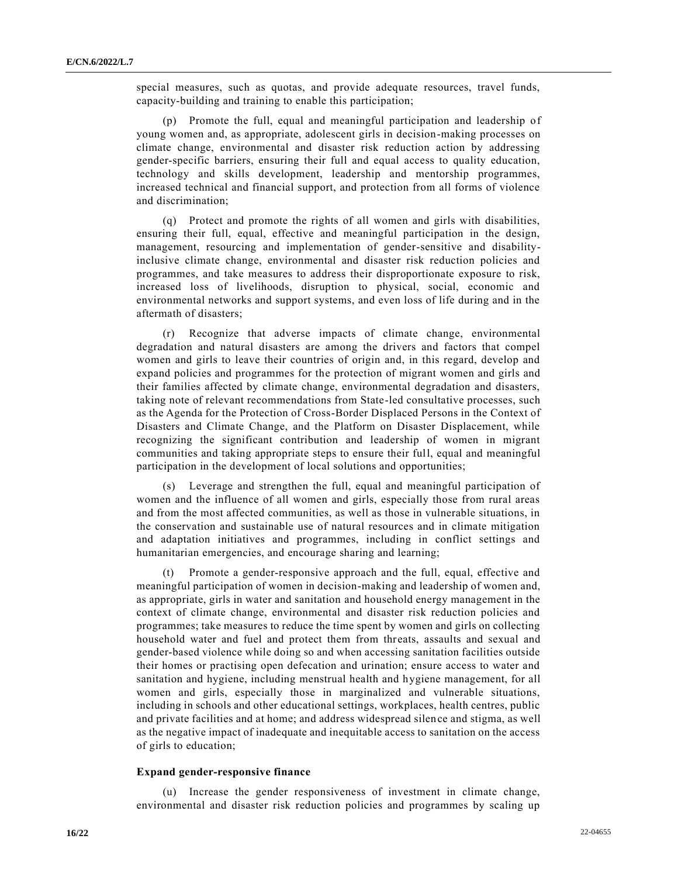special measures, such as quotas, and provide adequate resources, travel funds, capacity-building and training to enable this participation;

(p) Promote the full, equal and meaningful participation and leadership of young women and, as appropriate, adolescent girls in decision-making processes on climate change, environmental and disaster risk reduction action by addressing gender-specific barriers, ensuring their full and equal access to quality education, technology and skills development, leadership and mentorship programmes, increased technical and financial support, and protection from all forms of violence and discrimination;

(q) Protect and promote the rights of all women and girls with disabilities, ensuring their full, equal, effective and meaningful participation in the design, management, resourcing and implementation of gender-sensitive and disability-inclusive climate change, environmental and disaster risk reduction policies and programmes, and take measures to address their disproportionate exposure to risk, increased loss of livelihoods, disruption to physical, social, economic and environmental networks and support systems, and even loss of life during and in the aftermath of disasters;

(r) Recognize that adverse impacts of climate change, environmental degradation and natural disasters are among the drivers and factors that compel women and girls to leave their countries of origin and, in this regard, develop and expand policies and programmes for the protection of migrant women and girls and their families affected by climate change, environmental degradation and disasters, taking note of relevant recommendations from State-led consultative processes, such as the Agenda for the Protection of Cross-Border Displaced Persons in the Context of Disasters and Climate Change, and the Platform on Disaster Displacement, while recognizing the significant contribution and leadership of women in migrant communities and taking appropriate steps to ensure their full, equal and meaningful participation in the development of local solutions and opportunities;

(s) Leverage and strengthen the full, equal and meaningful participation of women and the influence of all women and girls, especially those from rural areas and from the most affected communities, as well as those in vulnerable situations, in the conservation and sustainable use of natural resources and in climate mitigation and adaptation initiatives and programmes, including in conflict settings and humanitarian emergencies, and encourage sharing and learning;

(t) Promote a gender-responsive approach and the full, equal, effective and meaningful participation of women in decision-making and leadership of women and, as appropriate, girls in water and sanitation and household energy management in the context of climate change, environmental and disaster risk reduction policies and programmes; take measures to reduce the time spent by women and girls on collecting household water and fuel and protect them from threats, assaults and sexual and gender-based violence while doing so and when accessing sanitation facilities outside their homes or practising open defecation and urination; ensure access to water and sanitation and hygiene, including menstrual health and hygiene management, for all women and girls, especially those in marginalized and vulnerable situations, including in schools and other educational settings, workplaces, health centres, public and private facilities and at home; and address widespread silence and stigma, as well as the negative impact of inadequate and inequitable access to sanitation on the access of girls to education;

**Expand gender-responsive finance**

(u) Increase the gender responsiveness of investment in climate change, environmental and disaster risk reduction policies and programmes by scaling up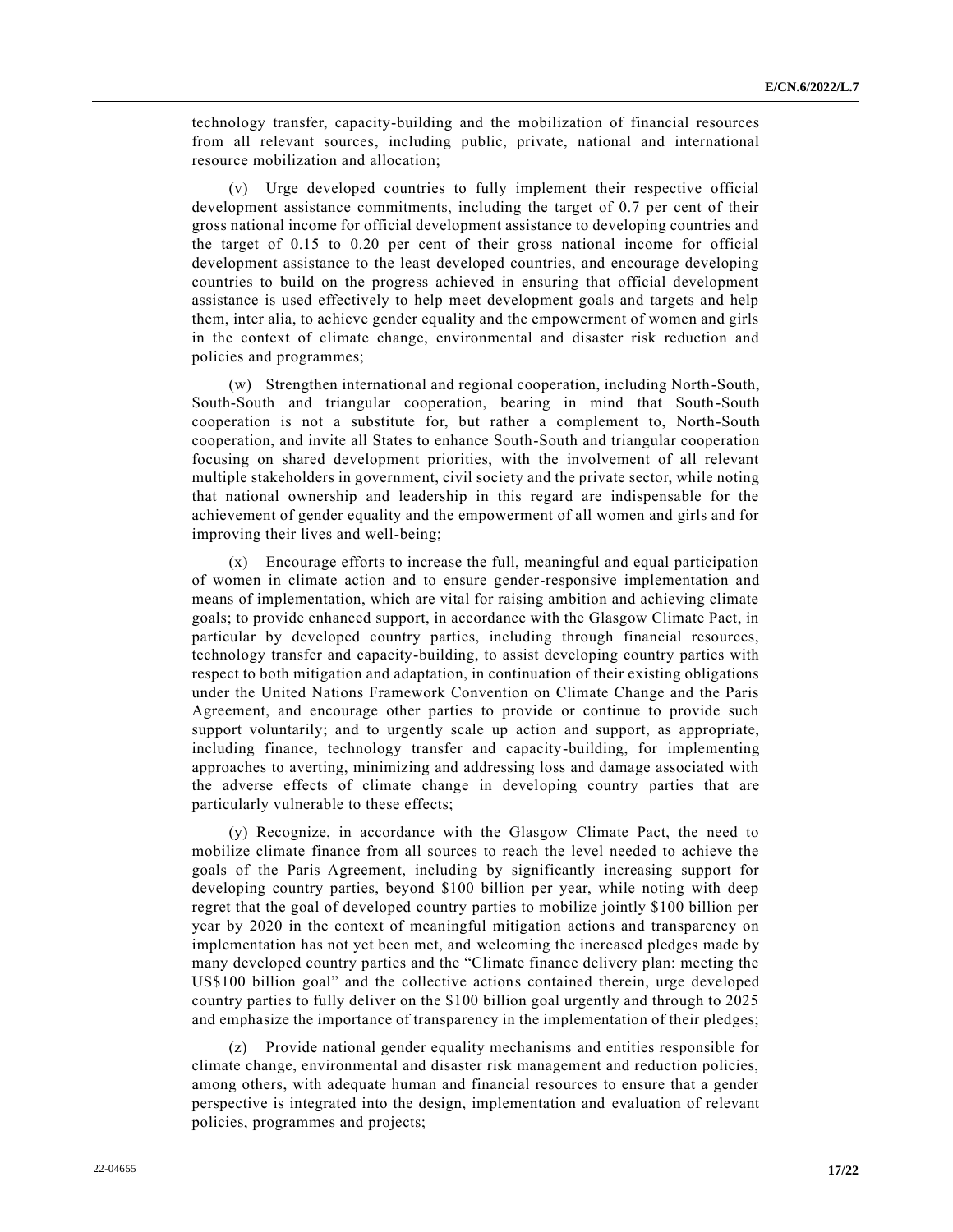technology transfer, capacity-building and the mobilization of financial resources from all relevant sources, including public, private, national and international resource mobilization and allocation;

(v) Urge developed countries to fully implement their respective official development assistance commitments, including the target of 0.7 per cent of their gross national income for official development assistance to developing countries and the target of 0.15 to 0.20 per cent of their gross national income for official development assistance to the least developed countries, and encourage developing countries to build on the progress achieved in ensuring that official development assistance is used effectively to help meet development goals and targets and help them, inter alia, to achieve gender equality and the empowerment of women and girls in the context of climate change, environmental and disaster risk reduction and policies and programmes;

(w) Strengthen international and regional cooperation, including North-South, South-South and triangular cooperation, bearing in mind that South-South cooperation is not a substitute for, but rather a complement to, North-South cooperation, and invite all States to enhance South-South and triangular cooperation focusing on shared development priorities, with the involvement of all relevant multiple stakeholders in government, civil society and the private sector, while noting that national ownership and leadership in this regard are indispensable for the achievement of gender equality and the empowerment of all women and girls and for improving their lives and well-being;

(x) Encourage efforts to increase the full, meaningful and equal participation of women in climate action and to ensure gender-responsive implementation and means of implementation, which are vital for raising ambition and achieving climate goals; to provide enhanced support, in accordance with the Glasgow Climate Pact, in particular by developed country parties, including through financial resources, technology transfer and capacity-building, to assist developing country parties with respect to both mitigation and adaptation, in continuation of their existing obligations under the United Nations Framework Convention on Climate Change and the Paris Agreement, and encourage other parties to provide or continue to provide such support voluntarily; and to urgently scale up action and support, as appropriate, including finance, technology transfer and capacity-building, for implementing approaches to averting, minimizing and addressing loss and damage associated with the adverse effects of climate change in developing country parties that are particularly vulnerable to these effects;

(y) Recognize, in accordance with the Glasgow Climate Pact, the need to mobilize climate finance from all sources to reach the level needed to achieve the goals of the Paris Agreement, including by significantly increasing support for developing country parties, beyond $100 billion per year, while noting with deep regret that the goal of developed country parties to mobilize jointly $100 billion per year by 2020 in the context of meaningful mitigation actions and transparency on implementation has not yet been met, and welcoming the increased pledges made by many developed country parties and the "Climate finance delivery plan: meeting the US$100 billion goal" and the collective actions contained therein, urge developed country parties to fully deliver on the $100 billion goal urgently and through to 2025 and emphasize the importance of transparency in the implementation of their pledges;

(z) Provide national gender equality mechanisms and entities responsible for climate change, environmental and disaster risk management and reduction policies, among others, with adequate human and financial resources to ensure that a gender perspective is integrated into the design, implementation and evaluation of relevant policies, programmes and projects;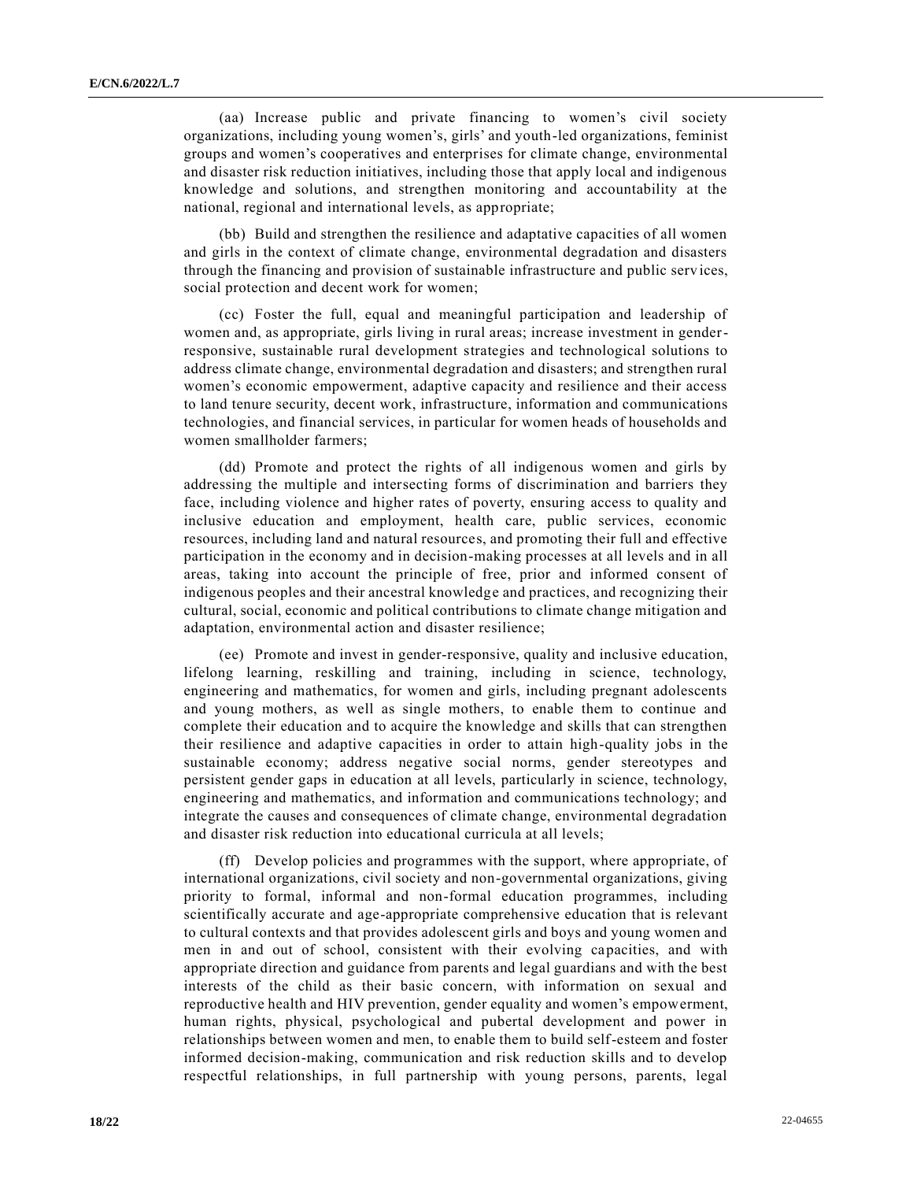(aa) Increase public and private financing to women's civil society organizations, including young women's, girls' and youth-led organizations, feminist groups and women's cooperatives and enterprises for climate change, environmental and disaster risk reduction initiatives, including those that apply local and indigenous knowledge and solutions, and strengthen monitoring and accountability at the national, regional and international levels, as appropriate;

(bb) Build and strengthen the resilience and adaptative capacities of all women and girls in the context of climate change, environmental degradation and disasters through the financing and provision of sustainable infrastructure and public services, social protection and decent work for women;

(cc) Foster the full, equal and meaningful participation and leadership of women and, as appropriate, girls living in rural areas; increase investment in gender-responsive, sustainable rural development strategies and technological solutions to address climate change, environmental degradation and disasters; and strengthen rural women's economic empowerment, adaptive capacity and resilience and their access to land tenure security, decent work, infrastructure, information and communications technologies, and financial services, in particular for women heads of households and women smallholder farmers;

(dd) Promote and protect the rights of all indigenous women and girls by addressing the multiple and intersecting forms of discrimination and barriers they face, including violence and higher rates of poverty, ensuring access to quality and inclusive education and employment, health care, public services, economic resources, including land and natural resources, and promoting their full and effective participation in the economy and in decision-making processes at all levels and in all areas, taking into account the principle of free, prior and informed consent of indigenous peoples and their ancestral knowledge and practices, and recognizing their cultural, social, economic and political contributions to climate change mitigation and adaptation, environmental action and disaster resilience;

(ee) Promote and invest in gender-responsive, quality and inclusive education, lifelong learning, reskilling and training, including in science, technology, engineering and mathematics, for women and girls, including pregnant adolescents and young mothers, as well as single mothers, to enable them to continue and complete their education and to acquire the knowledge and skills that can strengthen their resilience and adaptive capacities in order to attain high-quality jobs in the sustainable economy; address negative social norms, gender stereotypes and persistent gender gaps in education at all levels, particularly in science, technology, engineering and mathematics, and information and communications technology; and integrate the causes and consequences of climate change, environmental degradation and disaster risk reduction into educational curricula at all levels;

(ff) Develop policies and programmes with the support, where appropriate, of international organizations, civil society and non-governmental organizations, giving priority to formal, informal and non-formal education programmes, including scientifically accurate and age-appropriate comprehensive education that is relevant to cultural contexts and that provides adolescent girls and boys and young women and men in and out of school, consistent with their evolving capacities, and with appropriate direction and guidance from parents and legal guardians and with the best interests of the child as their basic concern, with information on sexual and reproductive health and HIV prevention, gender equality and women's empowerment, human rights, physical, psychological and pubertal development and power in relationships between women and men, to enable them to build self-esteem and foster informed decision-making, communication and risk reduction skills and to develop respectful relationships, in full partnership with young persons, parents, legal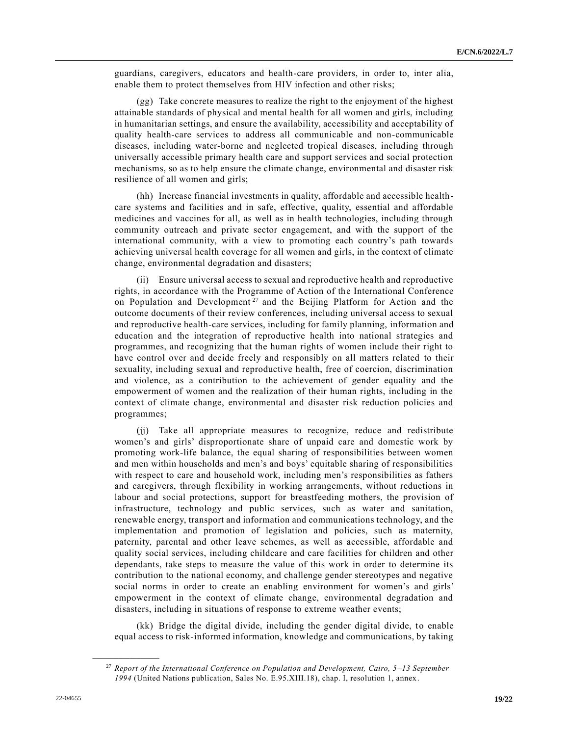guardians, caregivers, educators and health-care providers, in order to, inter alia, enable them to protect themselves from HIV infection and other risks;

(gg) Take concrete measures to realize the right to the enjoyment of the highest attainable standards of physical and mental health for all women and girls, including in humanitarian settings, and ensure the availability, accessibility and acceptability of quality health-care services to address all communicable and non-communicable diseases, including water-borne and neglected tropical diseases, including through universally accessible primary health care and support services and social protection mechanisms, so as to help ensure the climate change, environmental and disaster risk resilience of all women and girls;

(hh) Increase financial investments in quality, affordable and accessible health-care systems and facilities and in safe, effective, quality, essential and affordable medicines and vaccines for all, as well as in health technologies, including through community outreach and private sector engagement, and with the support of the international community, with a view to promoting each country's path towards achieving universal health coverage for all women and girls, in the context of climate change, environmental degradation and disasters;

(ii) Ensure universal access to sexual and reproductive health and reproductive rights, in accordance with the Programme of Action of the International Conference on Population and Development[27] and the Beijing Platform for Action and the outcome documents of their review conferences, including universal access to sexual and reproductive health-care services, including for family planning, information and education and the integration of reproductive health into national strategies and programmes, and recognizing that the human rights of women include their right to have control over and decide freely and responsibly on all matters related to their sexuality, including sexual and reproductive health, free of coercion, discrimination and violence, as a contribution to the achievement of gender equality and the empowerment of women and the realization of their human rights, including in the context of climate change, environmental and disaster risk reduction policies and programmes;

(jj) Take all appropriate measures to recognize, reduce and redistribute women's and girls' disproportionate share of unpaid care and domestic work by promoting work-life balance, the equal sharing of responsibilities between women and men within households and men's and boys' equitable sharing of responsibilities with respect to care and household work, including men's responsibilities as fathers and caregivers, through flexibility in working arrangements, without reductions in labour and social protections, support for breastfeeding mothers, the provision of infrastructure, technology and public services, such as water and sanitation, renewable energy, transport and information and communications technology, and the implementation and promotion of legislation and policies, such as maternity, paternity, parental and other leave schemes, as well as accessible, affordable and quality social services, including childcare and care facilities for children and other dependants, take steps to measure the value of this work in order to determine its contribution to the national economy, and challenge gender stereotypes and negative social norms in order to create an enabling environment for women's and girls' empowerment in the context of climate change, environmental degradation and disasters, including in situations of response to extreme weather events;

(kk) Bridge the digital divide, including the gender digital divide, to enable equal access to risk-informed information, knowledge and communications, by taking

---

[27] *Report of the International Conference on Population and Development, Cairo, 5–13 September 1994* (United Nations publication, Sales No. E.95.XIII.18), chap. I, resolution 1, annex.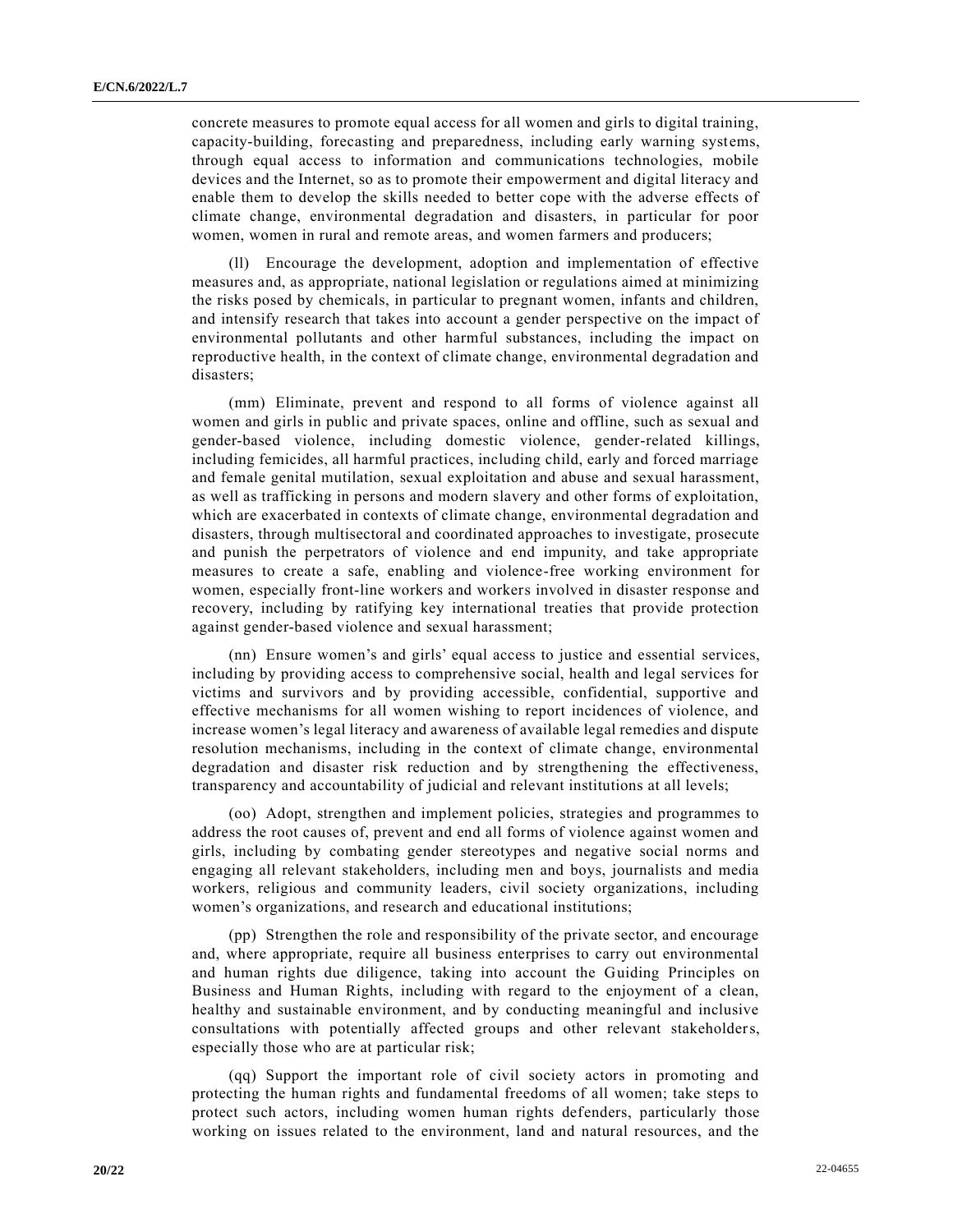concrete measures to promote equal access for all women and girls to digital training, capacity-building, forecasting and preparedness, including early warning systems, through equal access to information and communications technologies, mobile devices and the Internet, so as to promote their empowerment and digital literacy and enable them to develop the skills needed to better cope with the adverse effects of climate change, environmental degradation and disasters, in particular for poor women, women in rural and remote areas, and women farmers and producers;

(ll) Encourage the development, adoption and implementation of effective measures and, as appropriate, national legislation or regulations aimed at minimizing the risks posed by chemicals, in particular to pregnant women, infants and children, and intensify research that takes into account a gender perspective on the impact of environmental pollutants and other harmful substances, including the impact on reproductive health, in the context of climate change, environmental degradation and disasters;

(mm) Eliminate, prevent and respond to all forms of violence against all women and girls in public and private spaces, online and offline, such as sexual and gender-based violence, including domestic violence, gender-related killings, including femicides, all harmful practices, including child, early and forced marriage and female genital mutilation, sexual exploitation and abuse and sexual harassment, as well as trafficking in persons and modern slavery and other forms of exploitation, which are exacerbated in contexts of climate change, environmental degradation and disasters, through multisectoral and coordinated approaches to investigate, prosecute and punish the perpetrators of violence and end impunity, and take appropriate measures to create a safe, enabling and violence-free working environment for women, especially front-line workers and workers involved in disaster response and recovery, including by ratifying key international treaties that provide protection against gender-based violence and sexual harassment;

(nn) Ensure women's and girls' equal access to justice and essential services, including by providing access to comprehensive social, health and legal services for victims and survivors and by providing accessible, confidential, supportive and effective mechanisms for all women wishing to report incidences of violence, and increase women's legal literacy and awareness of available legal remedies and dispute resolution mechanisms, including in the context of climate change, environmental degradation and disaster risk reduction and by strengthening the effectiveness, transparency and accountability of judicial and relevant institutions at all levels;

(oo) Adopt, strengthen and implement policies, strategies and programmes to address the root causes of, prevent and end all forms of violence against women and girls, including by combating gender stereotypes and negative social norms and engaging all relevant stakeholders, including men and boys, journalists and media workers, religious and community leaders, civil society organizations, including women's organizations, and research and educational institutions;

(pp) Strengthen the role and responsibility of the private sector, and encourage and, where appropriate, require all business enterprises to carry out environmental and human rights due diligence, taking into account the Guiding Principles on Business and Human Rights, including with regard to the enjoyment of a clean, healthy and sustainable environment, and by conducting meaningful and inclusive consultations with potentially affected groups and other relevant stakeholders, especially those who are at particular risk;

(qq) Support the important role of civil society actors in promoting and protecting the human rights and fundamental freedoms of all women; take steps to protect such actors, including women human rights defenders, particularly those working on issues related to the environment, land and natural resources, and the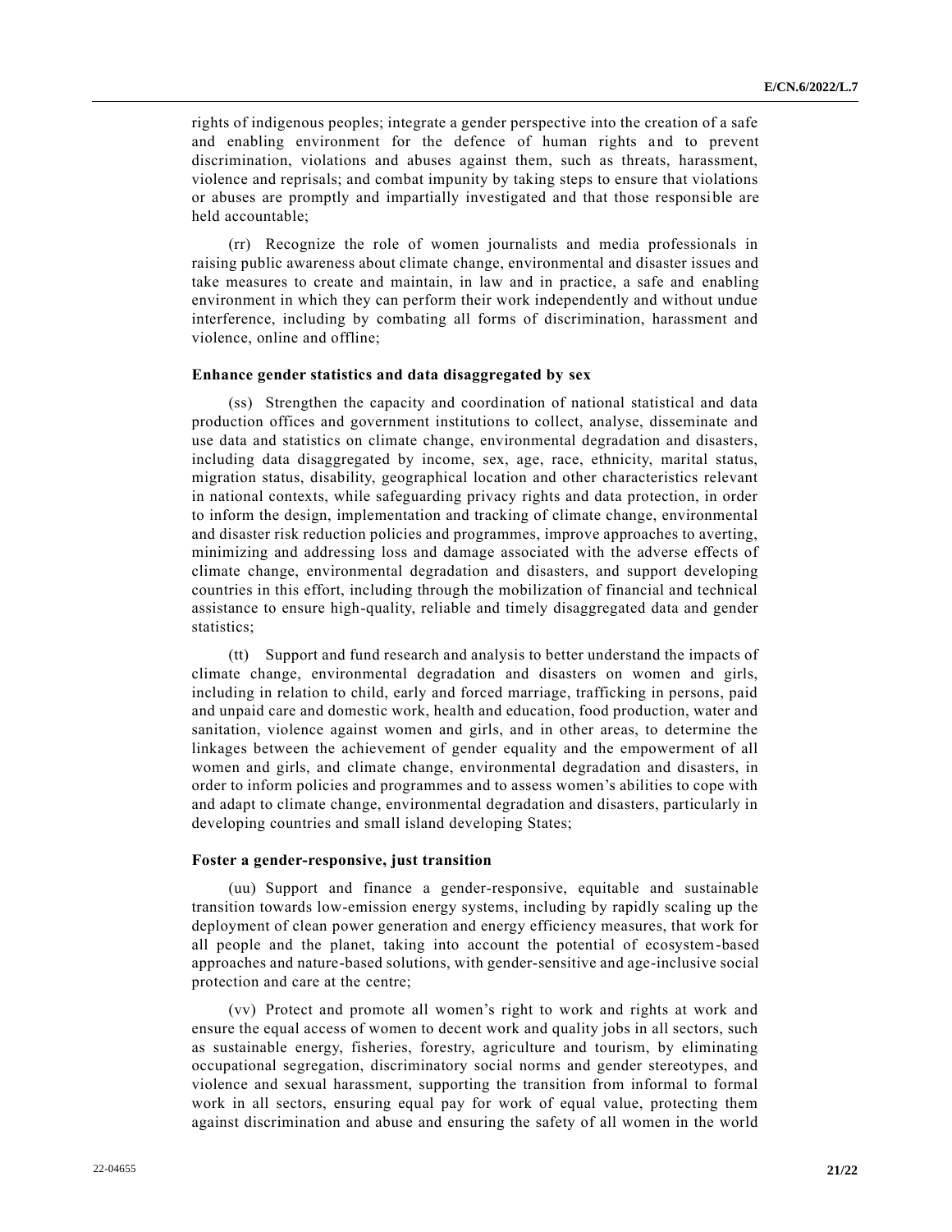rights of indigenous peoples; integrate a gender perspective into the creation of a safe and enabling environment for the defence of human rights and to prevent discrimination, violations and abuses against them, such as threats, harassment, violence and reprisals; and combat impunity by taking steps to ensure that violations or abuses are promptly and impartially investigated and that those responsible are held accountable;

(rr) Recognize the role of women journalists and media professionals in raising public awareness about climate change, environmental and disaster issues and take measures to create and maintain, in law and in practice, a safe and enabling environment in which they can perform their work independently and without undue interference, including by combating all forms of discrimination, harassment and violence, online and offline;

**Enhance gender statistics and data disaggregated by sex**

(ss) Strengthen the capacity and coordination of national statistical and data production offices and government institutions to collect, analyse, disseminate and use data and statistics on climate change, environmental degradation and disasters, including data disaggregated by income, sex, age, race, ethnicity, marital status, migration status, disability, geographical location and other characteristics relevant in national contexts, while safeguarding privacy rights and data protection, in order to inform the design, implementation and tracking of climate change, environmental and disaster risk reduction policies and programmes, improve approaches to averting, minimizing and addressing loss and damage associated with the adverse effects of climate change, environmental degradation and disasters, and support developing countries in this effort, including through the mobilization of financial and technical assistance to ensure high-quality, reliable and timely disaggregated data and gender statistics;

(tt) Support and fund research and analysis to better understand the impacts of climate change, environmental degradation and disasters on women and girls, including in relation to child, early and forced marriage, trafficking in persons, paid and unpaid care and domestic work, health and education, food production, water and sanitation, violence against women and girls, and in other areas, to determine the linkages between the achievement of gender equality and the empowerment of all women and girls, and climate change, environmental degradation and disasters, in order to inform policies and programmes and to assess women's abilities to cope with and adapt to climate change, environmental degradation and disasters, particularly in developing countries and small island developing States;

**Foster a gender-responsive, just transition**

(uu) Support and finance a gender-responsive, equitable and sustainable transition towards low-emission energy systems, including by rapidly scaling up the deployment of clean power generation and energy efficiency measures, that work for all people and the planet, taking into account the potential of ecosystem-based approaches and nature-based solutions, with gender-sensitive and age-inclusive social protection and care at the centre;

(vv) Protect and promote all women's right to work and rights at work and ensure the equal access of women to decent work and quality jobs in all sectors, such as sustainable energy, fisheries, forestry, agriculture and tourism, by eliminating occupational segregation, discriminatory social norms and gender stereotypes, and violence and sexual harassment, supporting the transition from informal to formal work in all sectors, ensuring equal pay for work of equal value, protecting them against discrimination and abuse and ensuring the safety of all women in the world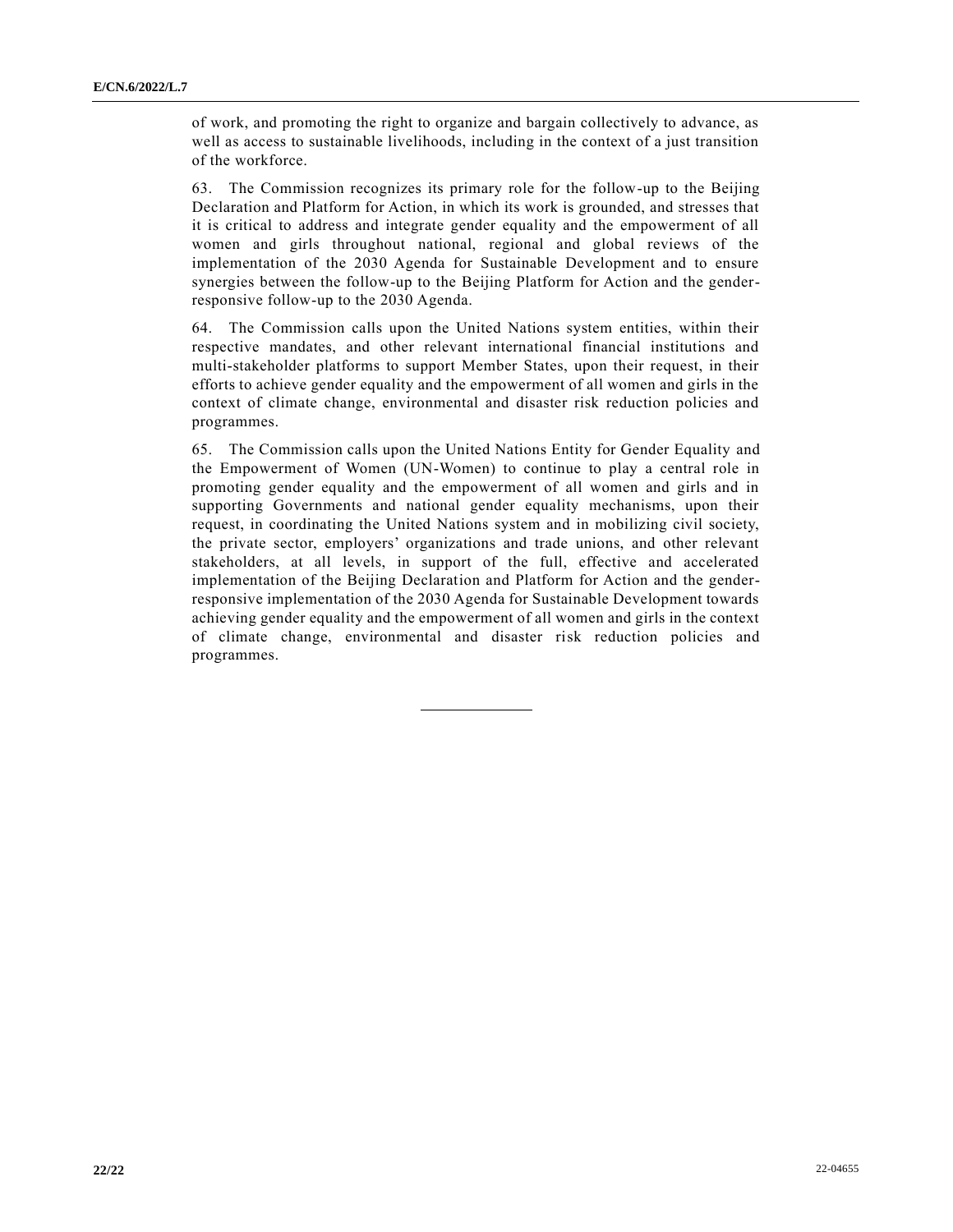of work, and promoting the right to organize and bargain collectively to advance, as well as access to sustainable livelihoods, including in the context of a just transition of the workforce.

63. The Commission recognizes its primary role for the follow-up to the Beijing Declaration and Platform for Action, in which its work is grounded, and stresses that it is critical to address and integrate gender equality and the empowerment of all women and girls throughout national, regional and global reviews of the implementation of the 2030 Agenda for Sustainable Development and to ensure synergies between the follow-up to the Beijing Platform for Action and the gender-responsive follow-up to the 2030 Agenda.

64. The Commission calls upon the United Nations system entities, within their respective mandates, and other relevant international financial institutions and multi-stakeholder platforms to support Member States, upon their request, in their efforts to achieve gender equality and the empowerment of all women and girls in the context of climate change, environmental and disaster risk reduction policies and programmes.

65. The Commission calls upon the United Nations Entity for Gender Equality and the Empowerment of Women (UN-Women) to continue to play a central role in promoting gender equality and the empowerment of all women and girls and in supporting Governments and national gender equality mechanisms, upon their request, in coordinating the United Nations system and in mobilizing civil society, the private sector, employers' organizations and trade unions, and other relevant stakeholders, at all levels, in support of the full, effective and accelerated implementation of the Beijing Declaration and Platform for Action and the gender-responsive implementation of the 2030 Agenda for Sustainable Development towards achieving gender equality and the empowerment of all women and girls in the context of climate change, environmental and disaster risk reduction policies and programmes.